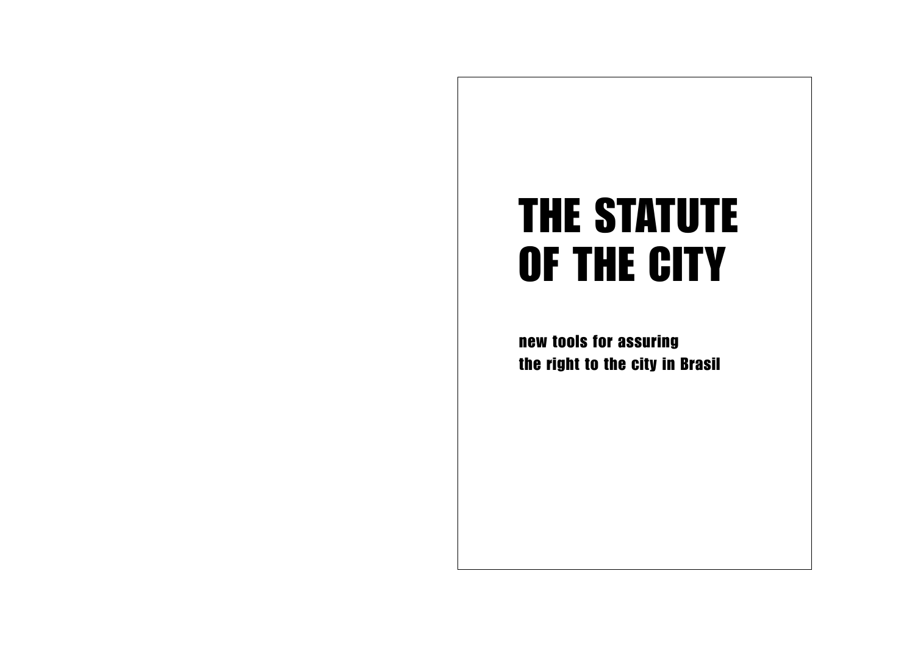# THE STATUTE OF THE CITY

**new tools for assuring the right to the city in Brasil**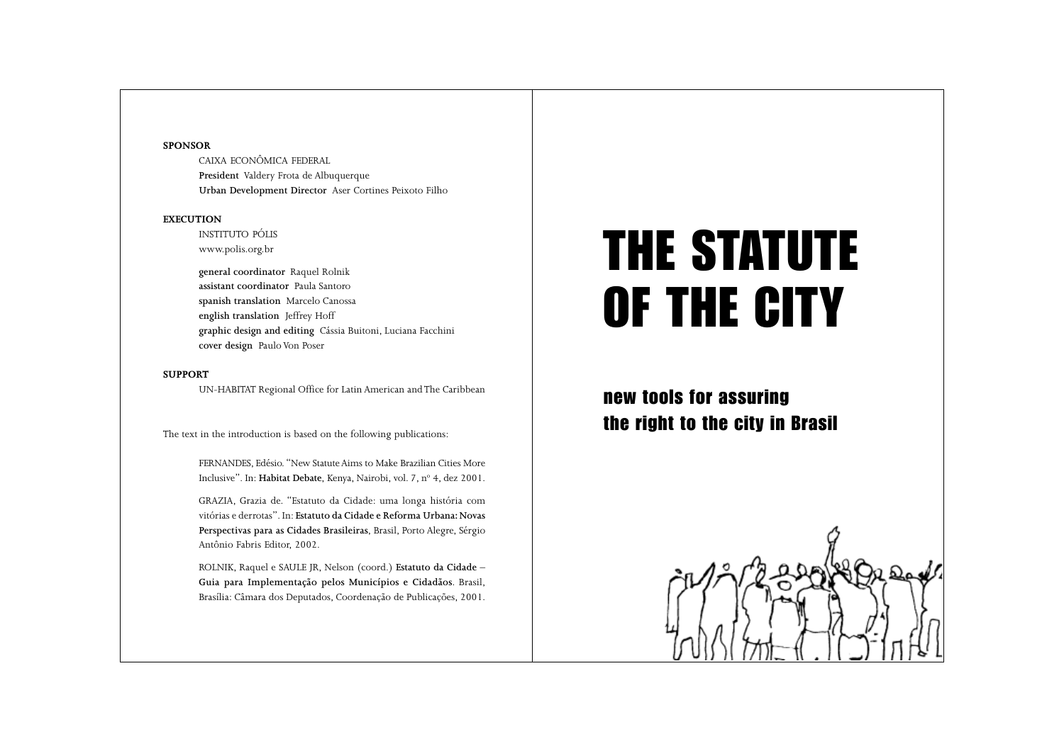**SPONSOR**

CAIXA ECONÔMICA FEDERAL
**President** Valdery Frota de Albuquerque
**Urban Development Director** Aser Cortines Peixoto Filho

**EXECUTION**

INSTITUTO PÓLIS
www.polis.org.br

**general coordinator** Raquel Rolnik
**assistant coordinator** Paula Santoro
**spanish translation** Marcelo Canossa
**english translation** Jeffrey Hoff
**graphic design and editing** Cássia Buitoni, Luciana Facchini
**cover design** Paulo Von Poser

**SUPPORT**

UN-HABITAT Regional Office for Latin American and The Caribbean

The text in the introduction is based on the following publications:

FERNANDES, Edésio. "New Statute Aims to Make Brazilian Cities More Inclusive". In: **Habitat Debate**, Kenya, Nairobi, vol. 7, nº 4, dez 2001.

GRAZIA, Grazia de. "Estatuto da Cidade: uma longa história com vitórias e derrotas". In: **Estatuto da Cidade e Reforma Urbana: Novas Perspectivas para as Cidades Brasileiras**, Brasil, Porto Alegre, Sérgio Antônio Fabris Editor, 2002.

ROLNIK, Raquel e SAULE JR, Nelson (coord.) **Estatuto da Cidade – Guia para Implementação pelos Municípios e Cidadãos**. Brasil, Brasília: Câmara dos Deputados, Coordenação de Publicações, 2001.

# THE STATUTE OF THE CITY

## new tools for assuring the right to the city in Brasil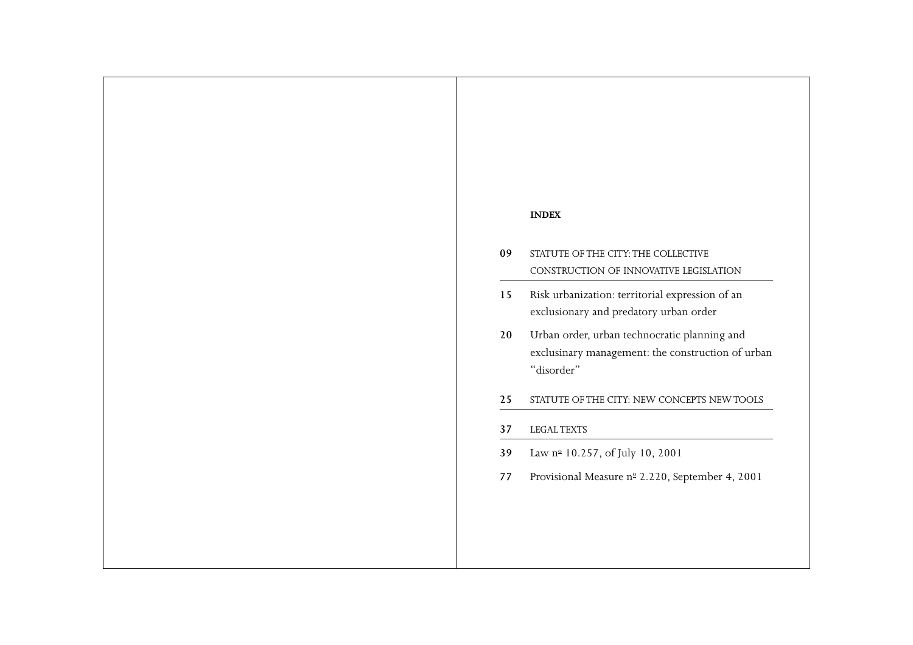**INDEX**

09 STATUTE OF THE CITY: THE COLLECTIVE CONSTRUCTION OF INNOVATIVE LEGISLATION

15 Risk urbanization: territorial expression of an exclusionary and predatory urban order

20 Urban order, urban technocratic planning and exclusinary management: the construction of urban "disorder"

25 STATUTE OF THE CITY: NEW CONCEPTS NEW TOOLS

37 LEGAL TEXTS

39 Law nº 10.257, of July 10, 2001

77 Provisional Measure nº 2.220, September 4, 2001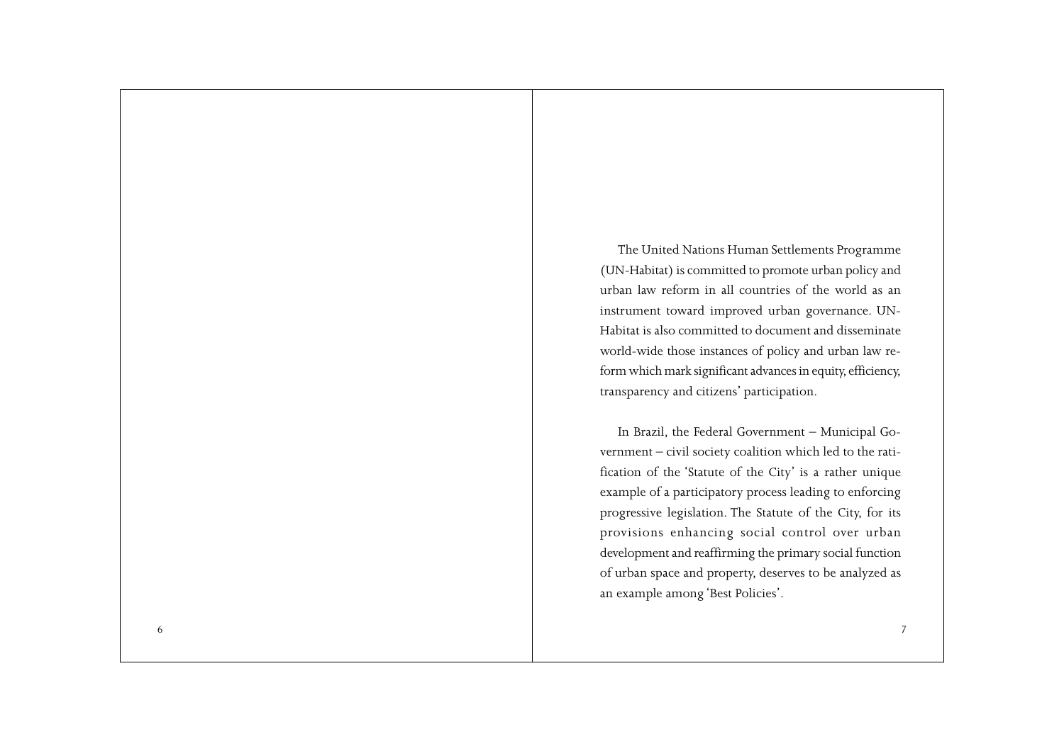The United Nations Human Settlements Programme (UN-Habitat) is committed to promote urban policy and urban law reform in all countries of the world as an instrument toward improved urban governance. UN-Habitat is also committed to document and disseminate world-wide those instances of policy and urban law reform which mark significant advances in equity, efficiency, transparency and citizens' participation.

In Brazil, the Federal Government – Municipal Government – civil society coalition which led to the ratification of the 'Statute of the City' is a rather unique example of a participatory process leading to enforcing progressive legislation. The Statute of the City, for its provisions enhancing social control over urban development and reaffirming the primary social function of urban space and property, deserves to be analyzed as an example among 'Best Policies'.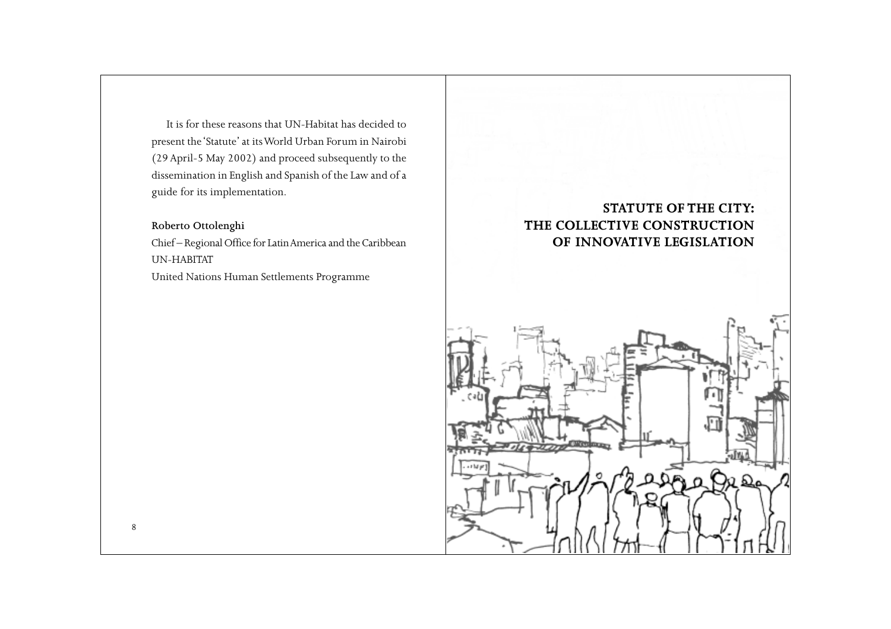It is for these reasons that UN-Habitat has decided to present the 'Statute' at its World Urban Forum in Nairobi (29 April-5 May 2002) and proceed subsequently to the dissemination in English and Spanish of the Law and of a guide for its implementation.

**Roberto Ottolenghi**

Chief – Regional Office for Latin America and the Caribbean
UN-HABITAT
United Nations Human Settlements Programme

# STATUTE OF THE CITY: THE COLLECTIVE CONSTRUCTION OF INNOVATIVE LEGISLATION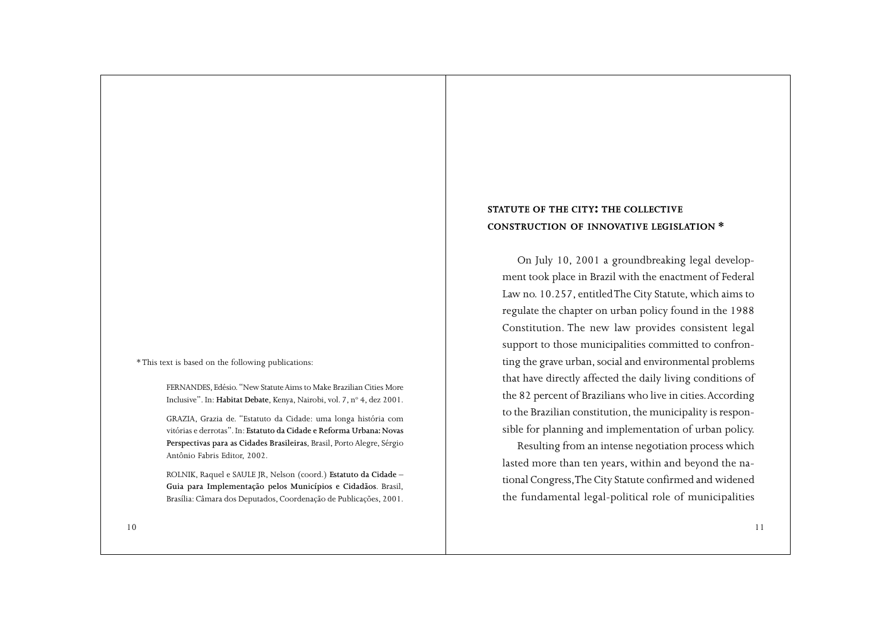\* This text is based on the following publications:

FERNANDES, Edésio. "New Statute Aims to Make Brazilian Cities More Inclusive". In: **Habitat Debate**, Kenya, Nairobi, vol. 7, nº 4, dez 2001.

GRAZIA, Grazia de. "Estatuto da Cidade: uma longa história com vitórias e derrotas". In: **Estatuto da Cidade e Reforma Urbana: Novas Perspectivas para as Cidades Brasileiras**, Brasil, Porto Alegre, Sérgio Antônio Fabris Editor, 2002.

ROLNIK, Raquel e SAULE JR, Nelson (coord.) **Estatuto da Cidade – Guia para Implementação pelos Municípios e Cidadãos**. Brasil, Brasília: Câmara dos Deputados, Coordenação de Publicações, 2001.

## STATUTE OF THE CITY: THE COLLECTIVE CONSTRUCTION OF INNOVATIVE LEGISLATION *

On July 10, 2001 a groundbreaking legal development took place in Brazil with the enactment of Federal Law no. 10.257, entitled The City Statute, which aims to regulate the chapter on urban policy found in the 1988 Constitution. The new law provides consistent legal support to those municipalities committed to confronting the grave urban, social and environmental problems that have directly affected the daily living conditions of the 82 percent of Brazilians who live in cities. According to the Brazilian constitution, the municipality is responsible for planning and implementation of urban policy.

Resulting from an intense negotiation process which lasted more than ten years, within and beyond the national Congress, The City Statute confirmed and widened the fundamental legal-political role of municipalities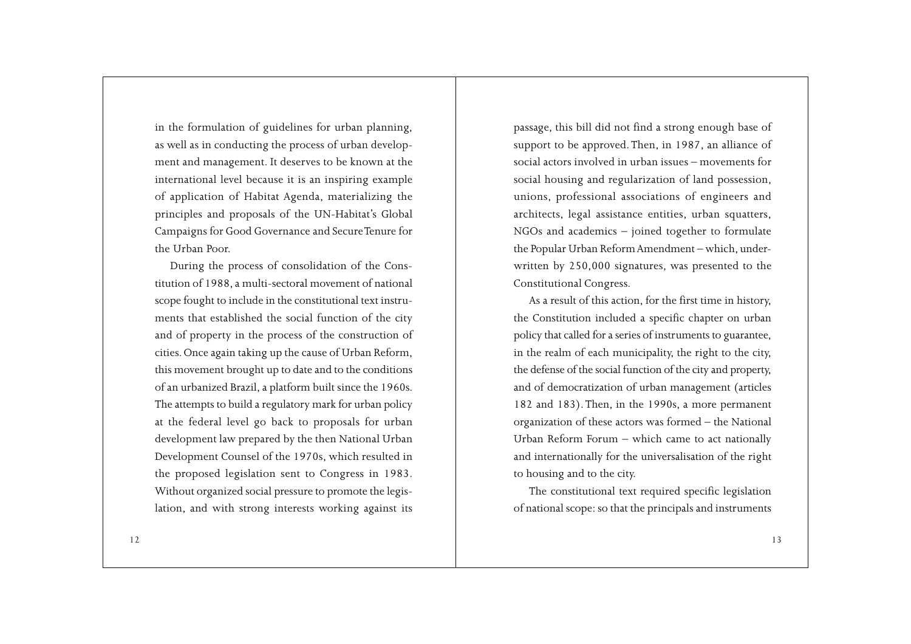in the formulation of guidelines for urban planning, as well as in conducting the process of urban development and management. It deserves to be known at the international level because it is an inspiring example of application of Habitat Agenda, materializing the principles and proposals of the UN-Habitat's Global Campaigns for Good Governance and Secure Tenure for the Urban Poor.

During the process of consolidation of the Constitution of 1988, a multi-sectoral movement of national scope fought to include in the constitutional text instruments that established the social function of the city and of property in the process of the construction of cities. Once again taking up the cause of Urban Reform, this movement brought up to date and to the conditions of an urbanized Brazil, a platform built since the 1960s. The attempts to build a regulatory mark for urban policy at the federal level go back to proposals for urban development law prepared by the then National Urban Development Counsel of the 1970s, which resulted in the proposed legislation sent to Congress in 1983. Without organized social pressure to promote the legislation, and with strong interests working against its passage, this bill did not find a strong enough base of support to be approved. Then, in 1987, an alliance of social actors involved in urban issues – movements for social housing and regularization of land possession, unions, professional associations of engineers and architects, legal assistance entities, urban squatters, NGOs and academics – joined together to formulate the Popular Urban Reform Amendment – which, underwritten by 250,000 signatures, was presented to the Constitutional Congress.

As a result of this action, for the first time in history, the Constitution included a specific chapter on urban policy that called for a series of instruments to guarantee, in the realm of each municipality, the right to the city, the defense of the social function of the city and property, and of democratization of urban management (articles 182 and 183). Then, in the 1990s, a more permanent organization of these actors was formed – the National Urban Reform Forum – which came to act nationally and internationally for the universalisation of the right to housing and to the city.

The constitutional text required specific legislation of national scope: so that the principals and instruments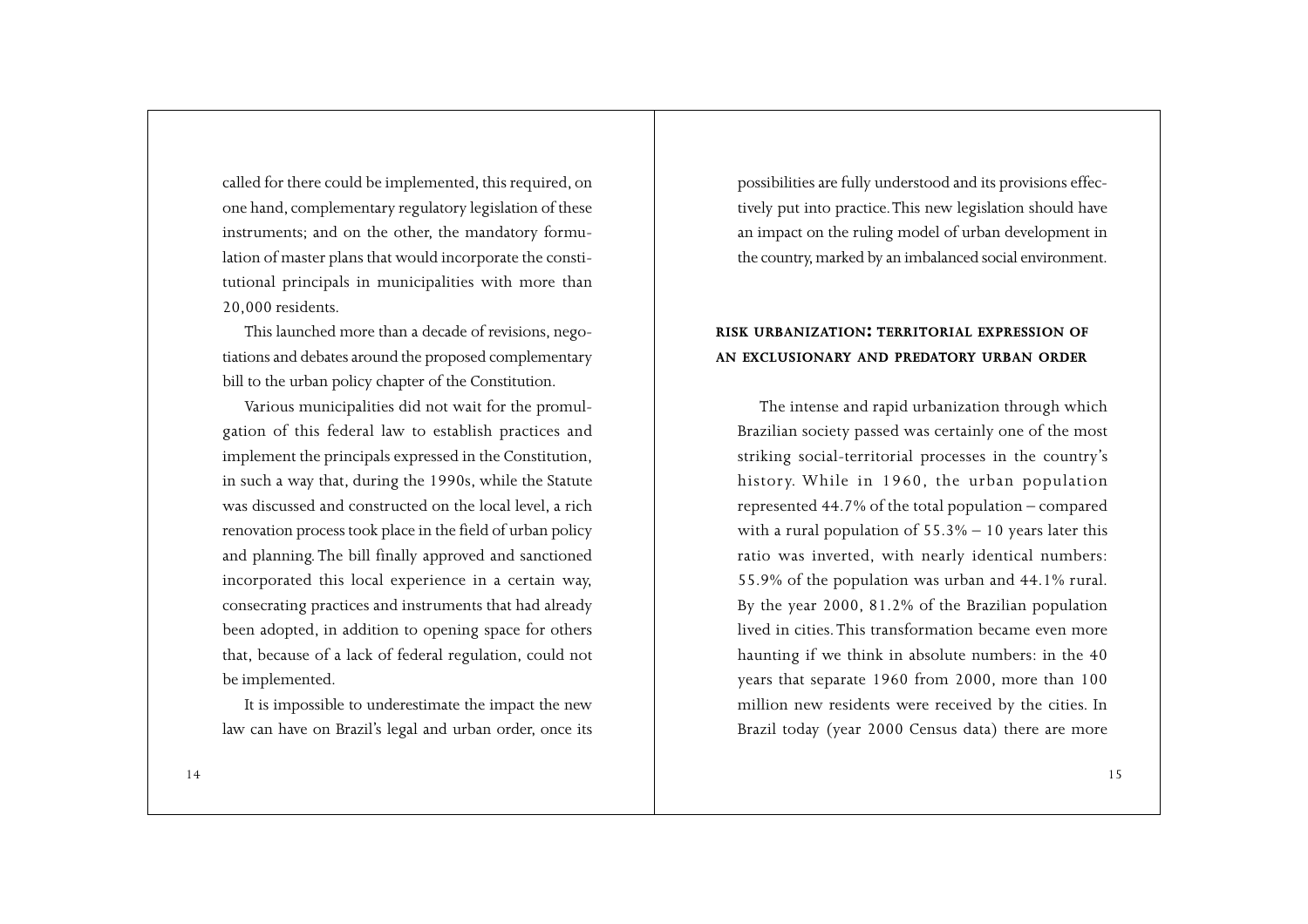called for there could be implemented, this required, on one hand, complementary regulatory legislation of these instruments; and on the other, the mandatory formulation of master plans that would incorporate the constitutional principals in municipalities with more than 20,000 residents.

This launched more than a decade of revisions, negotiations and debates around the proposed complementary bill to the urban policy chapter of the Constitution.

Various municipalities did not wait for the promulgation of this federal law to establish practices and implement the principals expressed in the Constitution, in such a way that, during the 1990s, while the Statute was discussed and constructed on the local level, a rich renovation process took place in the field of urban policy and planning. The bill finally approved and sanctioned incorporated this local experience in a certain way, consecrating practices and instruments that had already been adopted, in addition to opening space for others that, because of a lack of federal regulation, could not be implemented.

It is impossible to underestimate the impact the new law can have on Brazil's legal and urban order, once its possibilities are fully understood and its provisions effectively put into practice. This new legislation should have an impact on the ruling model of urban development in the country, marked by an imbalanced social environment.

## RISK URBANIZATION: TERRITORIAL EXPRESSION OF AN EXCLUSIONARY AND PREDATORY URBAN ORDER

The intense and rapid urbanization through which Brazilian society passed was certainly one of the most striking social-territorial processes in the country's history. While in 1960, the urban population represented 44.7% of the total population – compared with a rural population of 55.3% – 10 years later this ratio was inverted, with nearly identical numbers: 55.9% of the population was urban and 44.1% rural. By the year 2000, 81.2% of the Brazilian population lived in cities. This transformation became even more haunting if we think in absolute numbers: in the 40 years that separate 1960 from 2000, more than 100 million new residents were received by the cities. In Brazil today (year 2000 Census data) there are more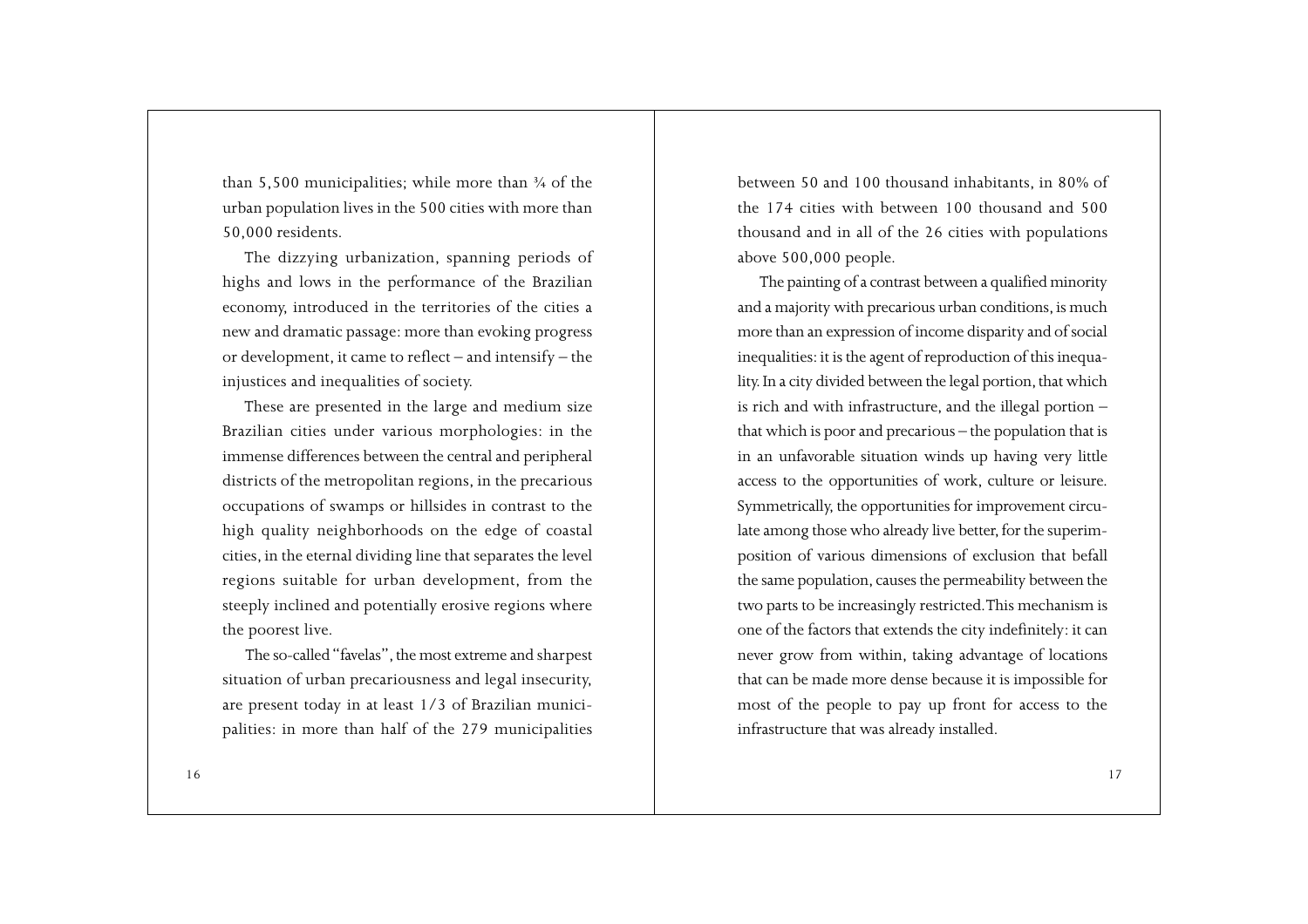than 5,500 municipalities; while more than ¾ of the urban population lives in the 500 cities with more than 50,000 residents.

The dizzying urbanization, spanning periods of highs and lows in the performance of the Brazilian economy, introduced in the territories of the cities a new and dramatic passage: more than evoking progress or development, it came to reflect – and intensify – the injustices and inequalities of society.

These are presented in the large and medium size Brazilian cities under various morphologies: in the immense differences between the central and peripheral districts of the metropolitan regions, in the precarious occupations of swamps or hillsides in contrast to the high quality neighborhoods on the edge of coastal cities, in the eternal dividing line that separates the level regions suitable for urban development, from the steeply inclined and potentially erosive regions where the poorest live.

The so-called "favelas", the most extreme and sharpest situation of urban precariousness and legal insecurity, are present today in at least 1/3 of Brazilian municipalities: in more than half of the 279 municipalities between 50 and 100 thousand inhabitants, in 80% of the 174 cities with between 100 thousand and 500 thousand and in all of the 26 cities with populations above 500,000 people.

The painting of a contrast between a qualified minority and a majority with precarious urban conditions, is much more than an expression of income disparity and of social inequalities: it is the agent of reproduction of this inequality. In a city divided between the legal portion, that which is rich and with infrastructure, and the illegal portion – that which is poor and precarious – the population that is in an unfavorable situation winds up having very little access to the opportunities of work, culture or leisure. Symmetrically, the opportunities for improvement circulate among those who already live better, for the superimposition of various dimensions of exclusion that befall the same population, causes the permeability between the two parts to be increasingly restricted. This mechanism is one of the factors that extends the city indefinitely: it can never grow from within, taking advantage of locations that can be made more dense because it is impossible for most of the people to pay up front for access to the infrastructure that was already installed.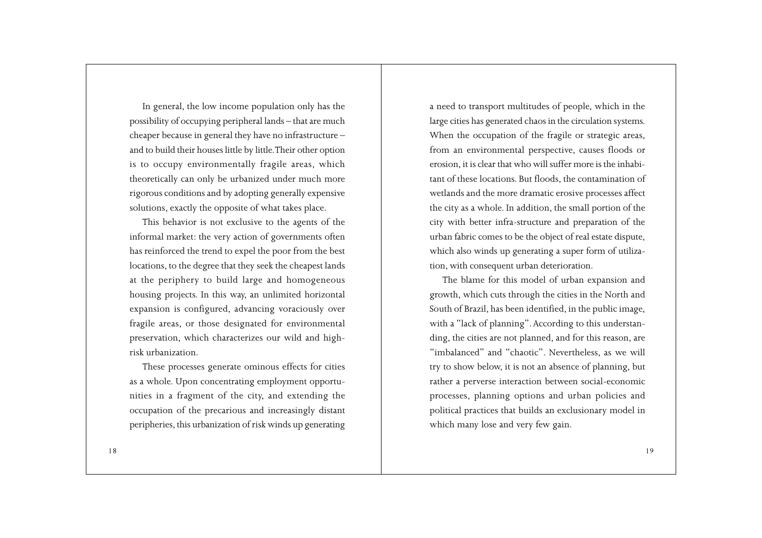In general, the low income population only has the possibility of occupying peripheral lands – that are much cheaper because in general they have no infrastructure – and to build their houses little by little.Their other option is to occupy environmentally fragile areas, which theoretically can only be urbanized under much more rigorous conditions and by adopting generally expensive solutions, exactly the opposite of what takes place.

This behavior is not exclusive to the agents of the informal market: the very action of governments often has reinforced the trend to expel the poor from the best locations, to the degree that they seek the cheapest lands at the periphery to build large and homogeneous housing projects. In this way, an unlimited horizontal expansion is configured, advancing voraciously over fragile areas, or those designated for environmental preservation, which characterizes our wild and high-risk urbanization.

These processes generate ominous effects for cities as a whole. Upon concentrating employment opportunities in a fragment of the city, and extending the occupation of the precarious and increasingly distant peripheries, this urbanization of risk winds up generating a need to transport multitudes of people, which in the large cities has generated chaos in the circulation systems. When the occupation of the fragile or strategic areas, from an environmental perspective, causes floods or erosion, it is clear that who will suffer more is the inhabitant of these locations. But floods, the contamination of wetlands and the more dramatic erosive processes affect the city as a whole. In addition, the small portion of the city with better infra-structure and preparation of the urban fabric comes to be the object of real estate dispute, which also winds up generating a super form of utilization, with consequent urban deterioration.

The blame for this model of urban expansion and growth, which cuts through the cities in the North and South of Brazil, has been identified, in the public image, with a "lack of planning". According to this understanding, the cities are not planned, and for this reason, are "imbalanced" and "chaotic". Nevertheless, as we will try to show below, it is not an absence of planning, but rather a perverse interaction between social-economic processes, planning options and urban policies and political practices that builds an exclusionary model in which many lose and very few gain.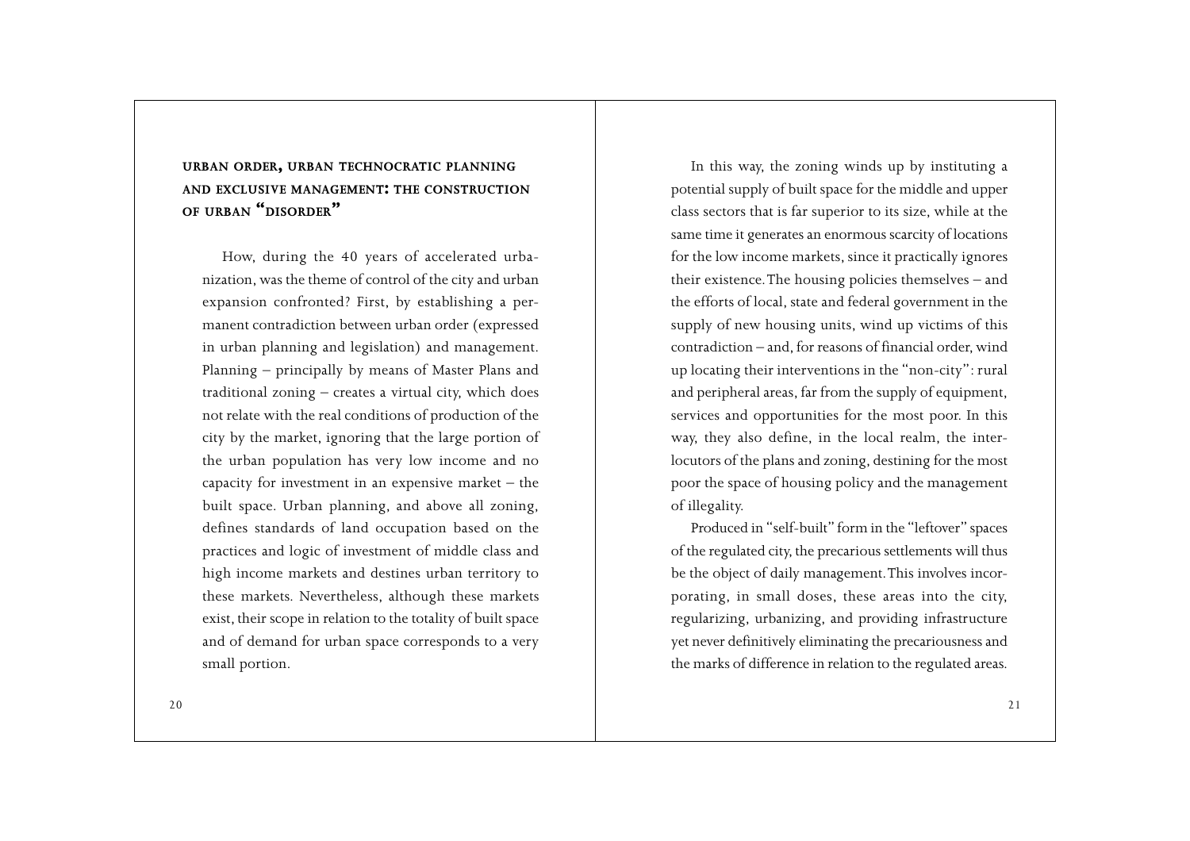## URBAN ORDER, URBAN TECHNOCRATIC PLANNING AND EXCLUSIVE MANAGEMENT: THE CONSTRUCTION OF URBAN "DISORDER"

How, during the 40 years of accelerated urbanization, was the theme of control of the city and urban expansion confronted? First, by establishing a permanent contradiction between urban order (expressed in urban planning and legislation) and management. Planning – principally by means of Master Plans and traditional zoning – creates a virtual city, which does not relate with the real conditions of production of the city by the market, ignoring that the large portion of the urban population has very low income and no capacity for investment in an expensive market – the built space. Urban planning, and above all zoning, defines standards of land occupation based on the practices and logic of investment of middle class and high income markets and destines urban territory to these markets. Nevertheless, although these markets exist, their scope in relation to the totality of built space and of demand for urban space corresponds to a very small portion.

In this way, the zoning winds up by instituting a potential supply of built space for the middle and upper class sectors that is far superior to its size, while at the same time it generates an enormous scarcity of locations for the low income markets, since it practically ignores their existence. The housing policies themselves – and the efforts of local, state and federal government in the supply of new housing units, wind up victims of this contradiction – and, for reasons of financial order, wind up locating their interventions in the "non-city": rural and peripheral areas, far from the supply of equipment, services and opportunities for the most poor. In this way, they also define, in the local realm, the interlocutors of the plans and zoning, destining for the most poor the space of housing policy and the management of illegality.

Produced in "self-built" form in the "leftover" spaces of the regulated city, the precarious settlements will thus be the object of daily management. This involves incorporating, in small doses, these areas into the city, regularizing, urbanizing, and providing infrastructure yet never definitively eliminating the precariousness and the marks of difference in relation to the regulated areas.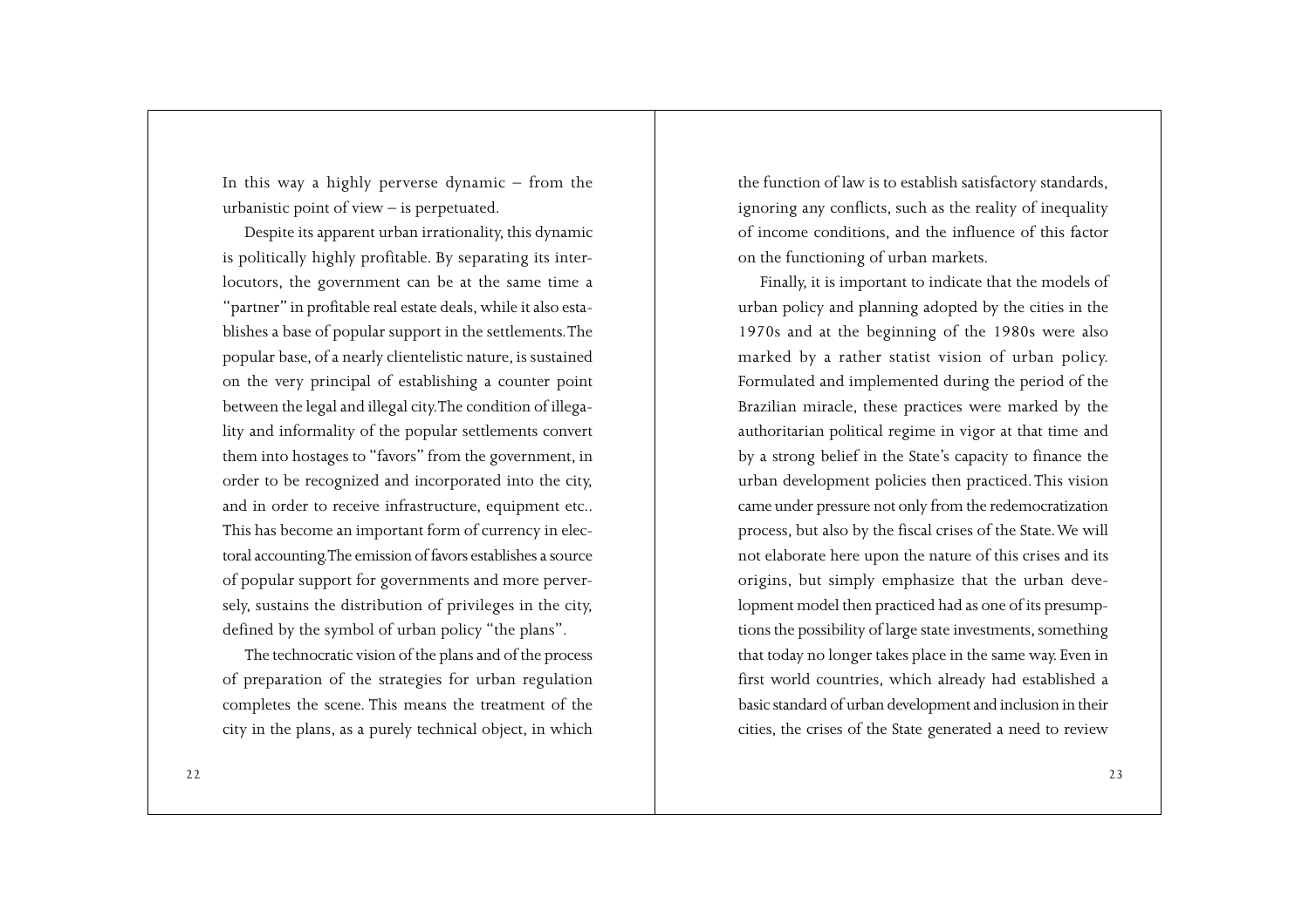In this way a highly perverse dynamic – from the urbanistic point of view – is perpetuated.

Despite its apparent urban irrationality, this dynamic is politically highly profitable. By separating its interlocutors, the government can be at the same time a "partner" in profitable real estate deals, while it also establishes a base of popular support in the settlements. The popular base, of a nearly clientelistic nature, is sustained on the very principal of establishing a counter point between the legal and illegal city. The condition of illegality and informality of the popular settlements convert them into hostages to "favors" from the government, in order to be recognized and incorporated into the city, and in order to receive infrastructure, equipment etc.. This has become an important form of currency in electoral accounting. The emission of favors establishes a source of popular support for governments and more perversely, sustains the distribution of privileges in the city, defined by the symbol of urban policy "the plans".

The technocratic vision of the plans and of the process of preparation of the strategies for urban regulation completes the scene. This means the treatment of the city in the plans, as a purely technical object, in which the function of law is to establish satisfactory standards, ignoring any conflicts, such as the reality of inequality of income conditions, and the influence of this factor on the functioning of urban markets.

Finally, it is important to indicate that the models of urban policy and planning adopted by the cities in the 1970s and at the beginning of the 1980s were also marked by a rather statist vision of urban policy. Formulated and implemented during the period of the Brazilian miracle, these practices were marked by the authoritarian political regime in vigor at that time and by a strong belief in the State's capacity to finance the urban development policies then practiced. This vision came under pressure not only from the redemocratization process, but also by the fiscal crises of the State. We will not elaborate here upon the nature of this crises and its origins, but simply emphasize that the urban development model then practiced had as one of its presumptions the possibility of large state investments, something that today no longer takes place in the same way. Even in first world countries, which already had established a basic standard of urban development and inclusion in their cities, the crises of the State generated a need to review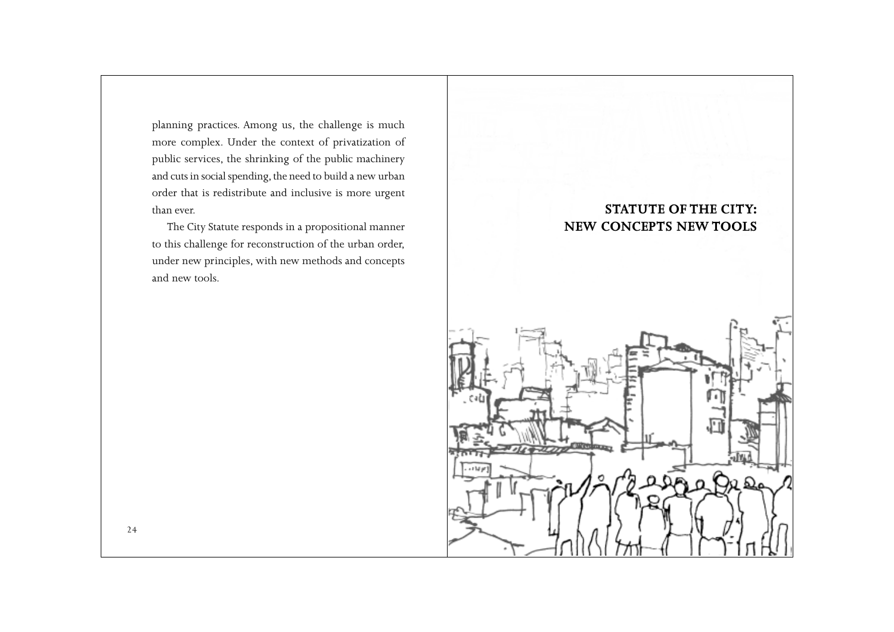planning practices. Among us, the challenge is much more complex. Under the context of privatization of public services, the shrinking of the public machinery and cuts in social spending, the need to build a new urban order that is redistribute and inclusive is more urgent than ever.

The City Statute responds in a propositional manner to this challenge for reconstruction of the urban order, under new principles, with new methods and concepts and new tools.

# STATUTE OF THE CITY: NEW CONCEPTS NEW TOOLS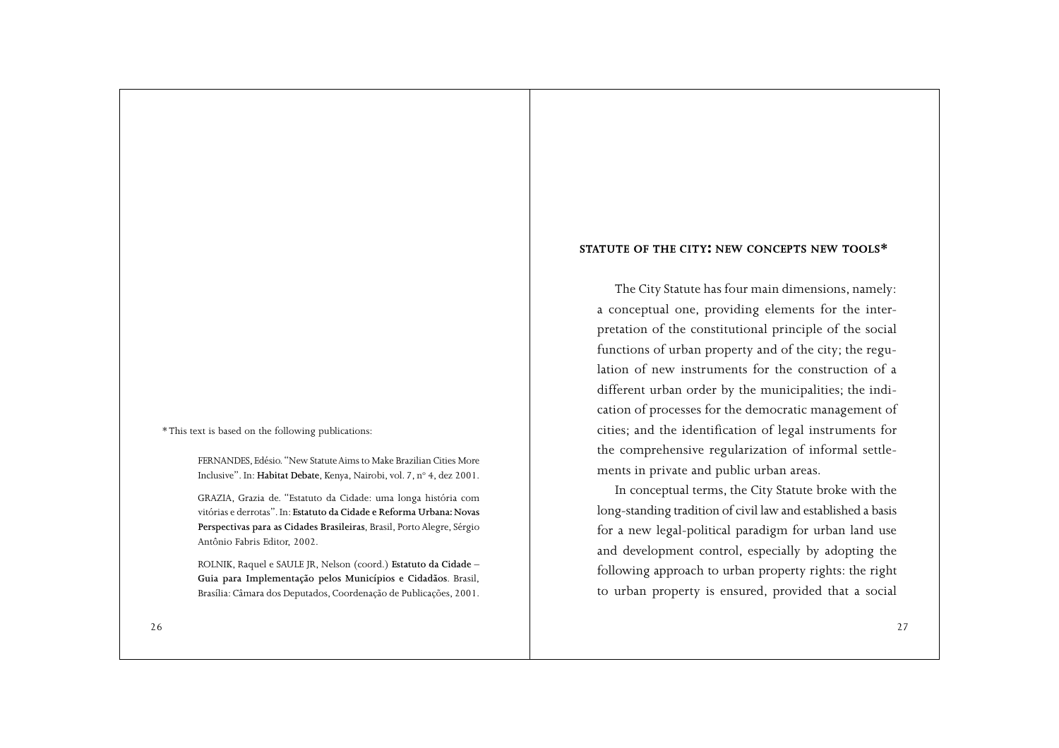\* This text is based on the following publications:

FERNANDES, Edésio. "New Statute Aims to Make Brazilian Cities More Inclusive". In: **Habitat Debate**, Kenya, Nairobi, vol. 7, nº 4, dez 2001.

GRAZIA, Grazia de. "Estatuto da Cidade: uma longa história com vitórias e derrotas". In: **Estatuto da Cidade e Reforma Urbana: Novas Perspectivas para as Cidades Brasileiras**, Brasil, Porto Alegre, Sérgio Antônio Fabris Editor, 2002.

ROLNIK, Raquel e SAULE JR, Nelson (coord.) **Estatuto da Cidade – Guia para Implementação pelos Municípios e Cidadãos**. Brasil, Brasília: Câmara dos Deputados, Coordenação de Publicações, 2001.

## STATUTE OF THE CITY: NEW CONCEPTS NEW TOOLS*

The City Statute has four main dimensions, namely: a conceptual one, providing elements for the interpretation of the constitutional principle of the social functions of urban property and of the city; the regulation of new instruments for the construction of a different urban order by the municipalities; the indication of processes for the democratic management of cities; and the identification of legal instruments for the comprehensive regularization of informal settlements in private and public urban areas.

In conceptual terms, the City Statute broke with the long-standing tradition of civil law and established a basis for a new legal-political paradigm for urban land use and development control, especially by adopting the following approach to urban property rights: the right to urban property is ensured, provided that a social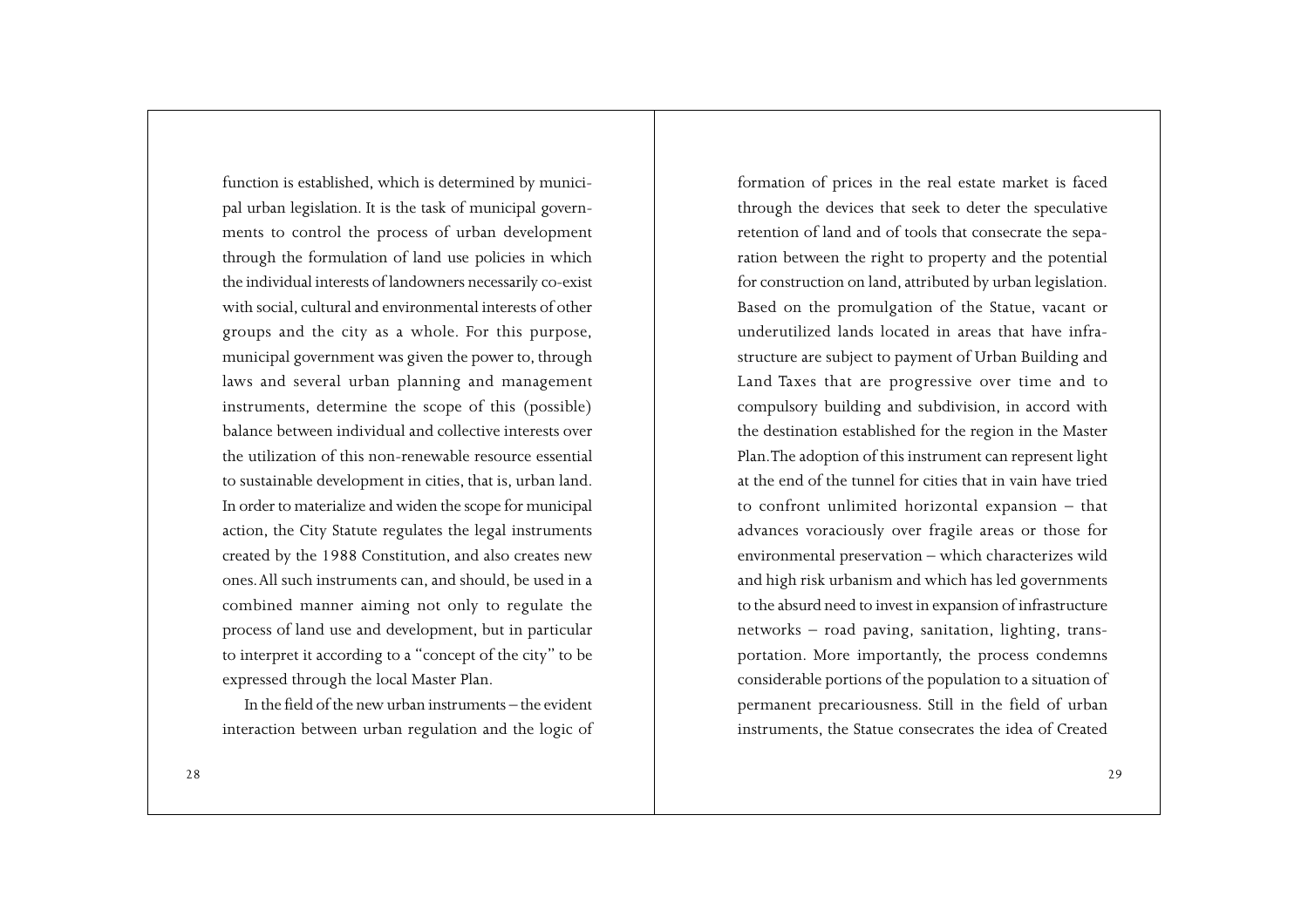function is established, which is determined by municipal urban legislation. It is the task of municipal governments to control the process of urban development through the formulation of land use policies in which the individual interests of landowners necessarily co-exist with social, cultural and environmental interests of other groups and the city as a whole. For this purpose, municipal government was given the power to, through laws and several urban planning and management instruments, determine the scope of this (possible) balance between individual and collective interests over the utilization of this non-renewable resource essential to sustainable development in cities, that is, urban land. In order to materialize and widen the scope for municipal action, the City Statute regulates the legal instruments created by the 1988 Constitution, and also creates new ones. All such instruments can, and should, be used in a combined manner aiming not only to regulate the process of land use and development, but in particular to interpret it according to a "concept of the city" to be expressed through the local Master Plan.

In the field of the new urban instruments – the evident interaction between urban regulation and the logic of formation of prices in the real estate market is faced through the devices that seek to deter the speculative retention of land and of tools that consecrate the separation between the right to property and the potential for construction on land, attributed by urban legislation. Based on the promulgation of the Statue, vacant or underutilized lands located in areas that have infrastructure are subject to payment of Urban Building and Land Taxes that are progressive over time and to compulsory building and subdivision, in accord with the destination established for the region in the Master Plan. The adoption of this instrument can represent light at the end of the tunnel for cities that in vain have tried to confront unlimited horizontal expansion – that advances voraciously over fragile areas or those for environmental preservation – which characterizes wild and high risk urbanism and which has led governments to the absurd need to invest in expansion of infrastructure networks – road paving, sanitation, lighting, transportation. More importantly, the process condemns considerable portions of the population to a situation of permanent precariousness. Still in the field of urban instruments, the Statue consecrates the idea of Created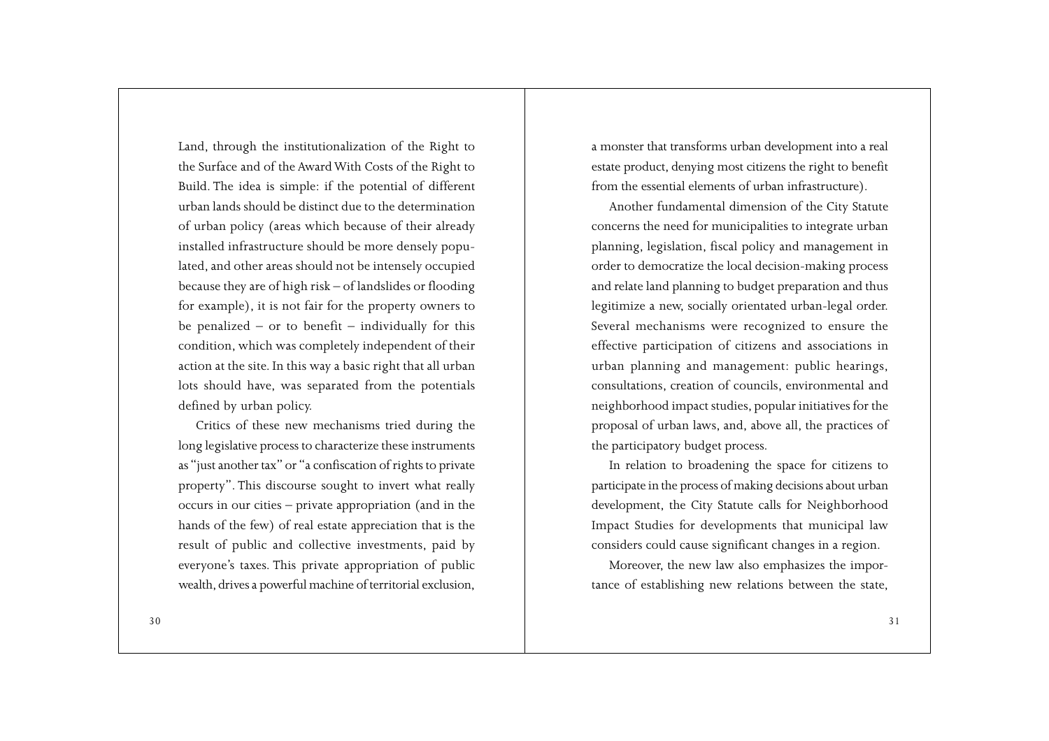Land, through the institutionalization of the Right to the Surface and of the Award With Costs of the Right to Build. The idea is simple: if the potential of different urban lands should be distinct due to the determination of urban policy (areas which because of their already installed infrastructure should be more densely populated, and other areas should not be intensely occupied because they are of high risk – of landslides or flooding for example), it is not fair for the property owners to be penalized – or to benefit – individually for this condition, which was completely independent of their action at the site. In this way a basic right that all urban lots should have, was separated from the potentials defined by urban policy.

Critics of these new mechanisms tried during the long legislative process to characterize these instruments as "just another tax" or "a confiscation of rights to private property". This discourse sought to invert what really occurs in our cities – private appropriation (and in the hands of the few) of real estate appreciation that is the result of public and collective investments, paid by everyone's taxes. This private appropriation of public wealth, drives a powerful machine of territorial exclusion, a monster that transforms urban development into a real estate product, denying most citizens the right to benefit from the essential elements of urban infrastructure).

Another fundamental dimension of the City Statute concerns the need for municipalities to integrate urban planning, legislation, fiscal policy and management in order to democratize the local decision-making process and relate land planning to budget preparation and thus legitimize a new, socially orientated urban-legal order. Several mechanisms were recognized to ensure the effective participation of citizens and associations in urban planning and management: public hearings, consultations, creation of councils, environmental and neighborhood impact studies, popular initiatives for the proposal of urban laws, and, above all, the practices of the participatory budget process.

In relation to broadening the space for citizens to participate in the process of making decisions about urban development, the City Statute calls for Neighborhood Impact Studies for developments that municipal law considers could cause significant changes in a region.

Moreover, the new law also emphasizes the importance of establishing new relations between the state,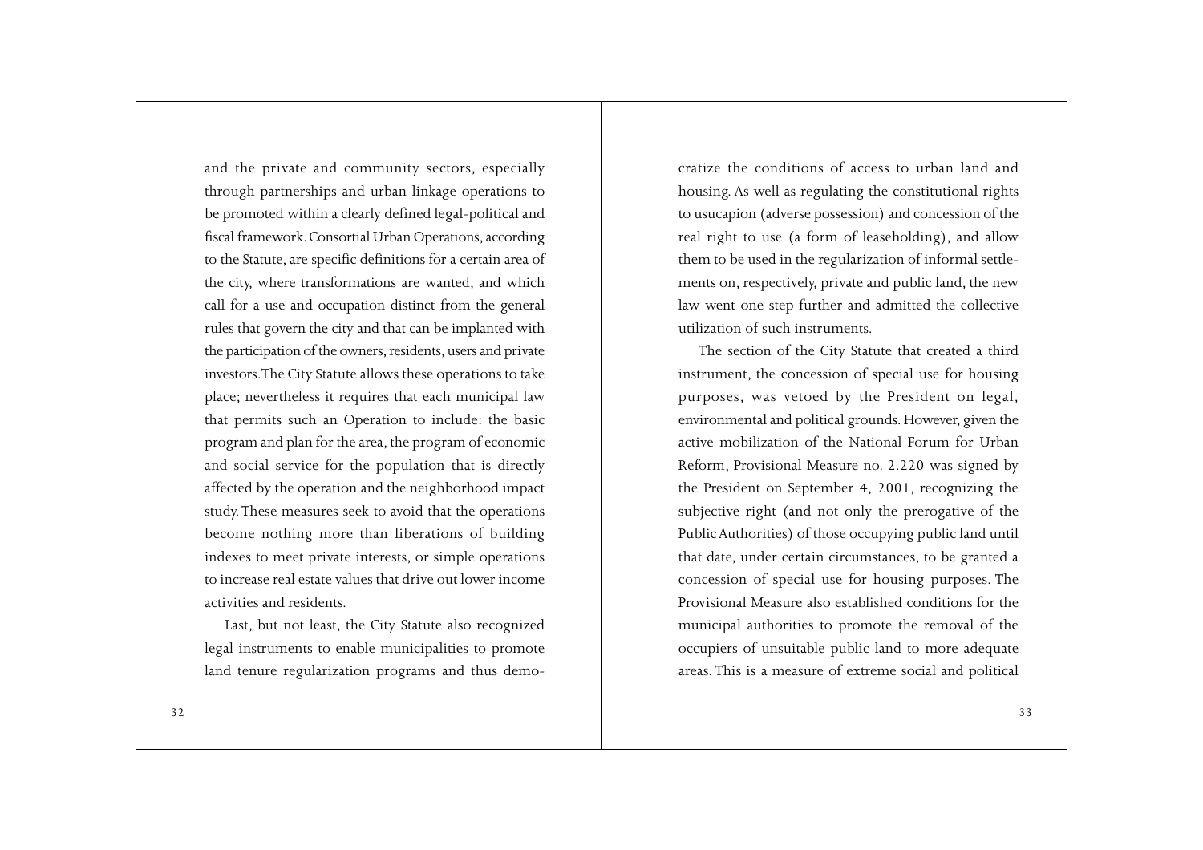and the private and community sectors, especially through partnerships and urban linkage operations to be promoted within a clearly defined legal-political and fiscal framework. Consortial Urban Operations, according to the Statute, are specific definitions for a certain area of the city, where transformations are wanted, and which call for a use and occupation distinct from the general rules that govern the city and that can be implanted with the participation of the owners, residents, users and private investors. The City Statute allows these operations to take place; nevertheless it requires that each municipal law that permits such an Operation to include: the basic program and plan for the area, the program of economic and social service for the population that is directly affected by the operation and the neighborhood impact study. These measures seek to avoid that the operations become nothing more than liberations of building indexes to meet private interests, or simple operations to increase real estate values that drive out lower income activities and residents.

Last, but not least, the City Statute also recognized legal instruments to enable municipalities to promote land tenure regularization programs and thus democratize the conditions of access to urban land and housing. As well as regulating the constitutional rights to usucapion (adverse possession) and concession of the real right to use (a form of leaseholding), and allow them to be used in the regularization of informal settlements on, respectively, private and public land, the new law went one step further and admitted the collective utilization of such instruments.

The section of the City Statute that created a third instrument, the concession of special use for housing purposes, was vetoed by the President on legal, environmental and political grounds. However, given the active mobilization of the National Forum for Urban Reform, Provisional Measure no. 2.220 was signed by the President on September 4, 2001, recognizing the subjective right (and not only the prerogative of the Public Authorities) of those occupying public land until that date, under certain circumstances, to be granted a concession of special use for housing purposes. The Provisional Measure also established conditions for the municipal authorities to promote the removal of the occupiers of unsuitable public land to more adequate areas. This is a measure of extreme social and political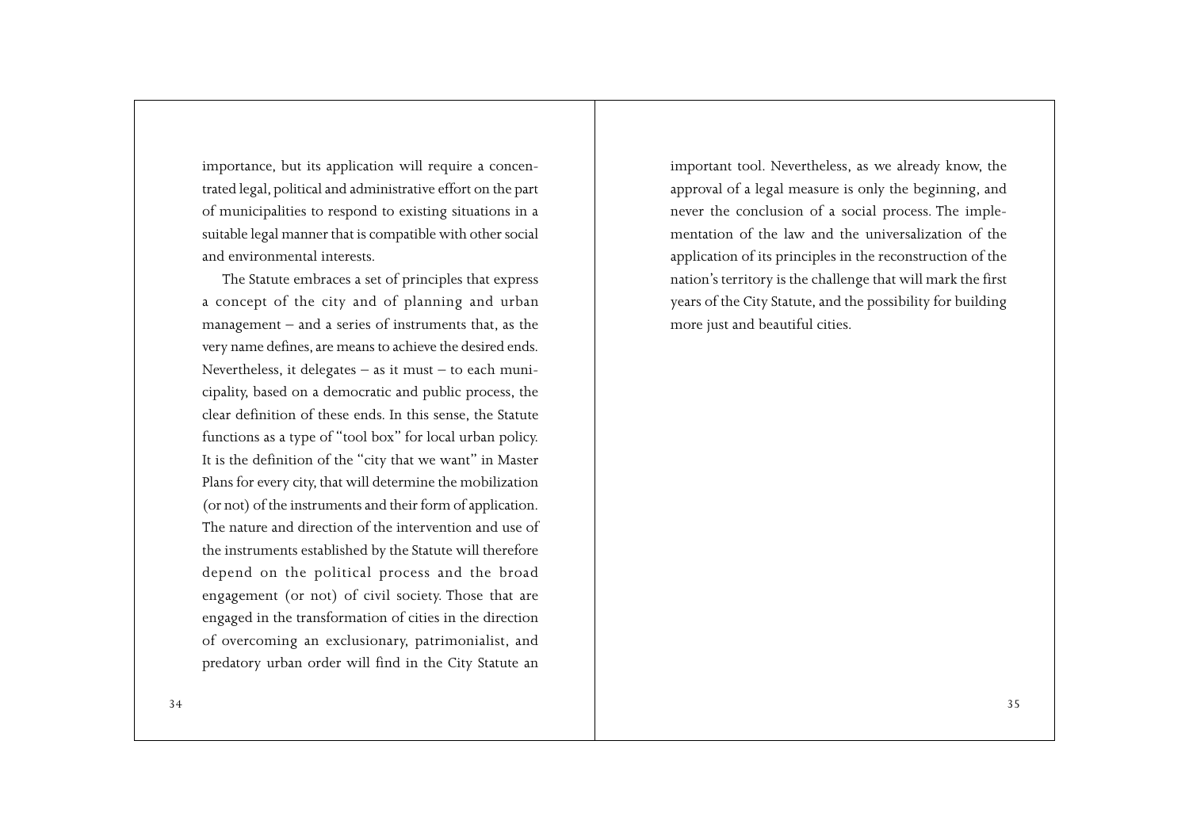importance, but its application will require a concentrated legal, political and administrative effort on the part of municipalities to respond to existing situations in a suitable legal manner that is compatible with other social and environmental interests.

The Statute embraces a set of principles that express a concept of the city and of planning and urban management – and a series of instruments that, as the very name defines, are means to achieve the desired ends. Nevertheless, it delegates – as it must – to each municipality, based on a democratic and public process, the clear definition of these ends. In this sense, the Statute functions as a type of "tool box" for local urban policy. It is the definition of the "city that we want" in Master Plans for every city, that will determine the mobilization (or not) of the instruments and their form of application. The nature and direction of the intervention and use of the instruments established by the Statute will therefore depend on the political process and the broad engagement (or not) of civil society. Those that are engaged in the transformation of cities in the direction of overcoming an exclusionary, patrimonialist, and predatory urban order will find in the City Statute an important tool. Nevertheless, as we already know, the approval of a legal measure is only the beginning, and never the conclusion of a social process. The implementation of the law and the universalization of the application of its principles in the reconstruction of the nation's territory is the challenge that will mark the first years of the City Statute, and the possibility for building more just and beautiful cities.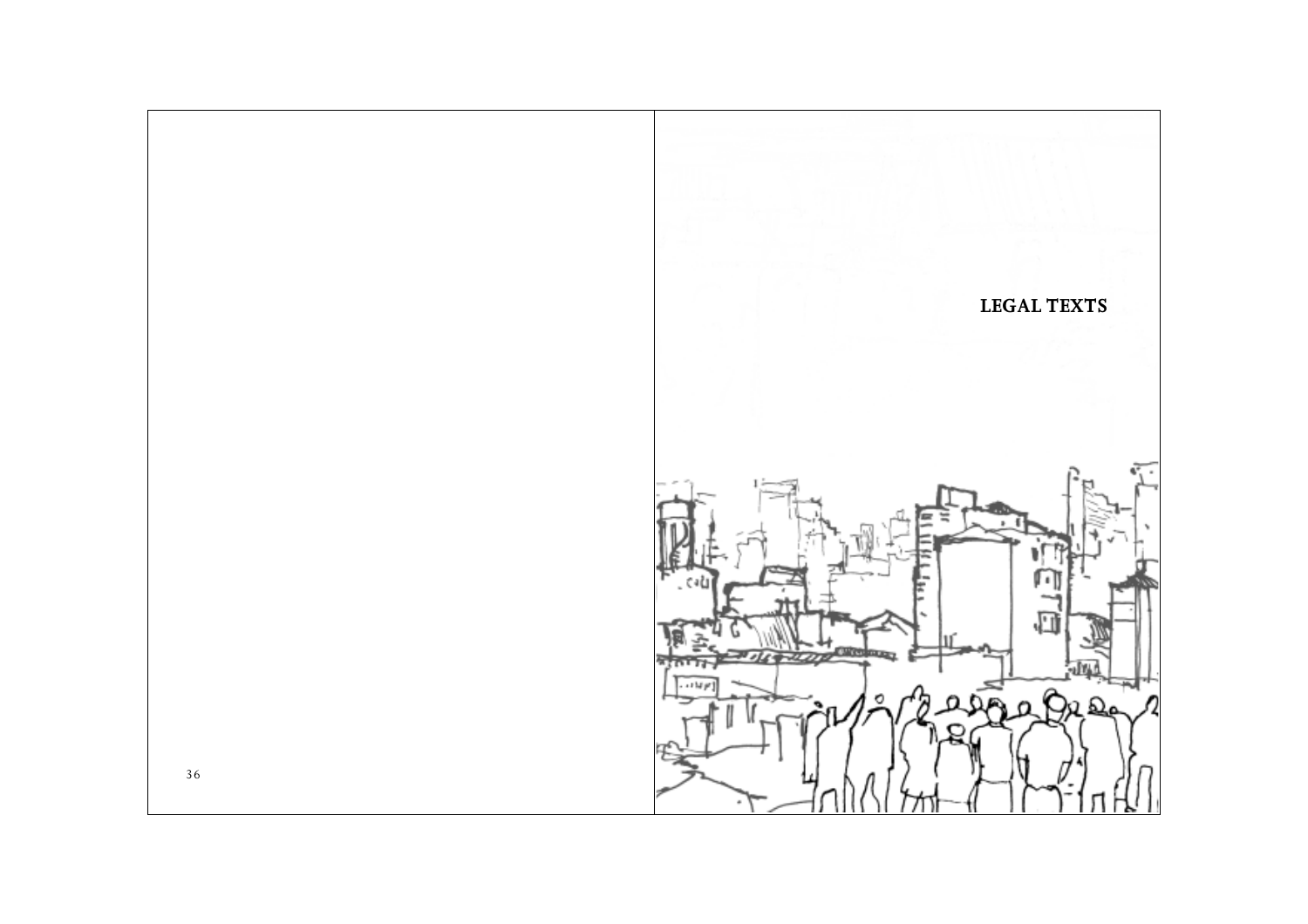# LEGAL TEXTS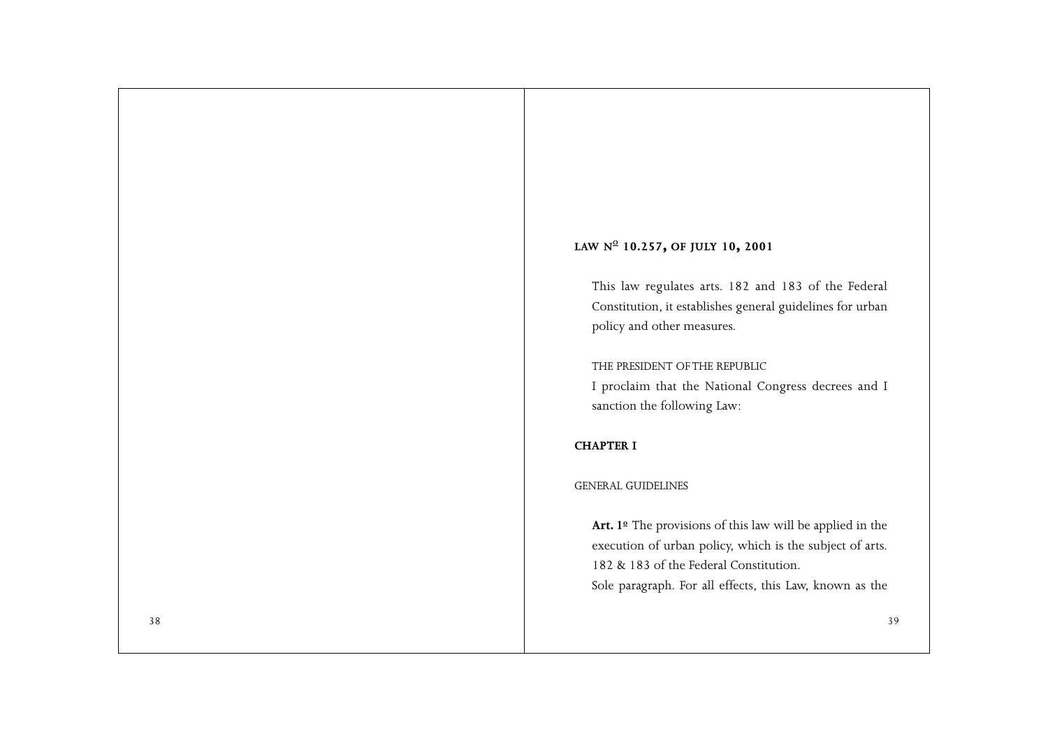## LAW Nº 10.257, OF JULY 10, 2001

This law regulates arts. 182 and 183 of the Federal Constitution, it establishes general guidelines for urban policy and other measures.

THE PRESIDENT OF THE REPUBLIC

I proclaim that the National Congress decrees and I sanction the following Law:

### CHAPTER I

GENERAL GUIDELINES

**Art. 1º** The provisions of this law will be applied in the execution of urban policy, which is the subject of arts. 182 & 183 of the Federal Constitution.

Sole paragraph. For all effects, this Law, known as the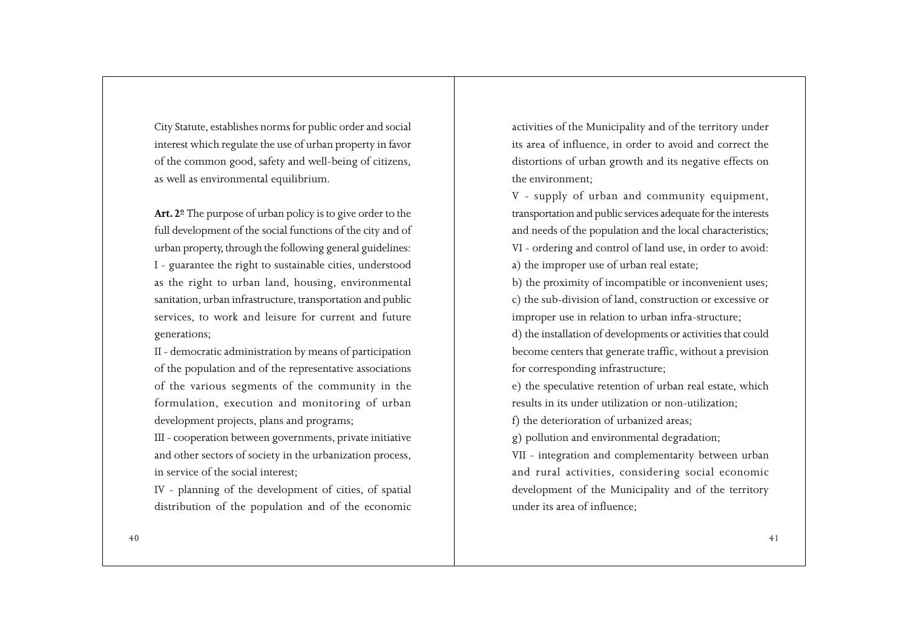City Statute, establishes norms for public order and social interest which regulate the use of urban property in favor of the common good, safety and well-being of citizens, as well as environmental equilibrium.

**Art. 2º** The purpose of urban policy is to give order to the full development of the social functions of the city and of urban property, through the following general guidelines:

I - guarantee the right to sustainable cities, understood as the right to urban land, housing, environmental sanitation, urban infrastructure, transportation and public services, to work and leisure for current and future generations;

II - democratic administration by means of participation of the population and of the representative associations of the various segments of the community in the formulation, execution and monitoring of urban development projects, plans and programs;

III - cooperation between governments, private initiative and other sectors of society in the urbanization process, in service of the social interest;

IV - planning of the development of cities, of spatial distribution of the population and of the economic activities of the Municipality and of the territory under its area of influence, in order to avoid and correct the distortions of urban growth and its negative effects on the environment;

V - supply of urban and community equipment, transportation and public services adequate for the interests and needs of the population and the local characteristics;

VI - ordering and control of land use, in order to avoid:

a) the improper use of urban real estate;

b) the proximity of incompatible or inconvenient uses;

c) the sub-division of land, construction or excessive or improper use in relation to urban infra-structure;

d) the installation of developments or activities that could become centers that generate traffic, without a prevision for corresponding infrastructure;

e) the speculative retention of urban real estate, which results in its under utilization or non-utilization;

f) the deterioration of urbanized areas;

g) pollution and environmental degradation;

VII - integration and complementarity between urban and rural activities, considering social economic development of the Municipality and of the territory under its area of influence;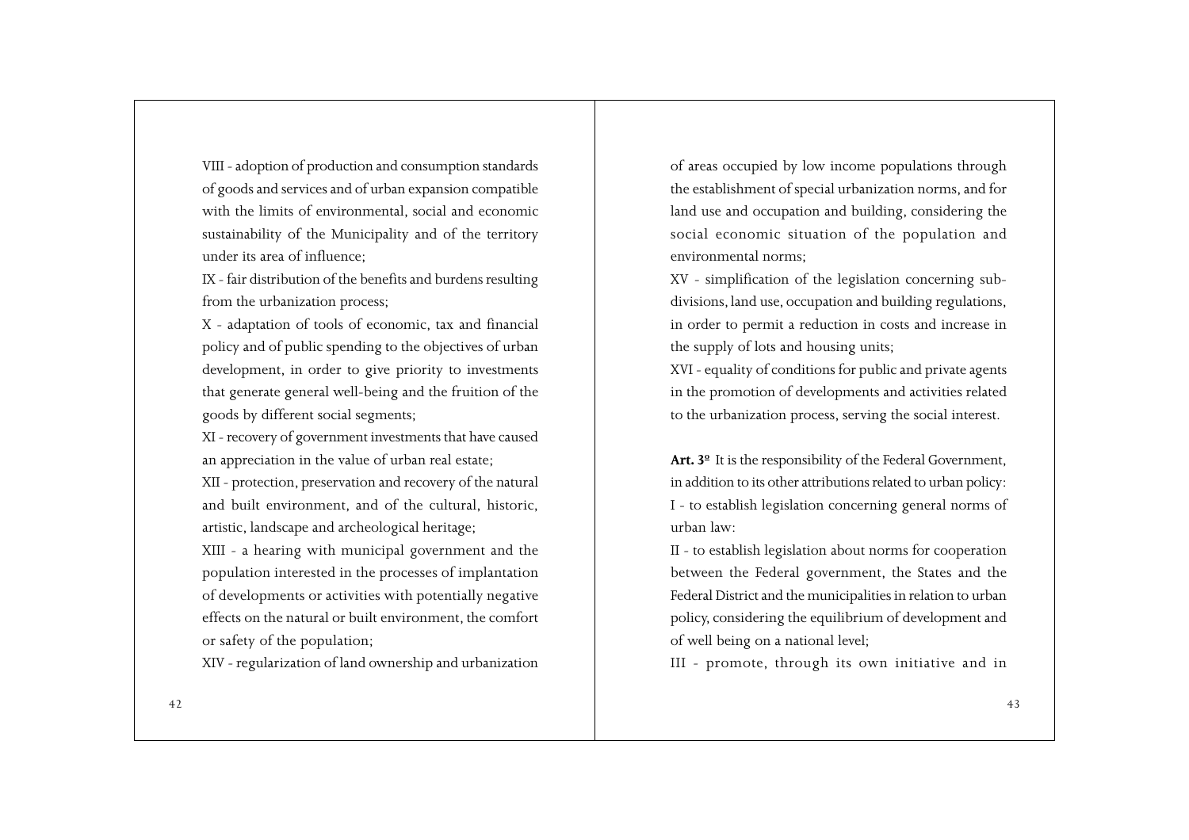VIII - adoption of production and consumption standards of goods and services and of urban expansion compatible with the limits of environmental, social and economic sustainability of the Municipality and of the territory under its area of influence;

IX - fair distribution of the benefits and burdens resulting from the urbanization process;

X - adaptation of tools of economic, tax and financial policy and of public spending to the objectives of urban development, in order to give priority to investments that generate general well-being and the fruition of the goods by different social segments;

XI - recovery of government investments that have caused an appreciation in the value of urban real estate;

XII - protection, preservation and recovery of the natural and built environment, and of the cultural, historic, artistic, landscape and archeological heritage;

XIII - a hearing with municipal government and the population interested in the processes of implantation of developments or activities with potentially negative effects on the natural or built environment, the comfort or safety of the population;

XIV - regularization of land ownership and urbanization of areas occupied by low income populations through the establishment of special urbanization norms, and for land use and occupation and building, considering the social economic situation of the population and environmental norms;

XV - simplification of the legislation concerning sub-divisions, land use, occupation and building regulations, in order to permit a reduction in costs and increase in the supply of lots and housing units;

XVI - equality of conditions for public and private agents in the promotion of developments and activities related to the urbanization process, serving the social interest.

**Art. 3º** It is the responsibility of the Federal Government, in addition to its other attributions related to urban policy:

I - to establish legislation concerning general norms of urban law:

II - to establish legislation about norms for cooperation between the Federal government, the States and the Federal District and the municipalities in relation to urban policy, considering the equilibrium of development and of well being on a national level;

III - promote, through its own initiative and in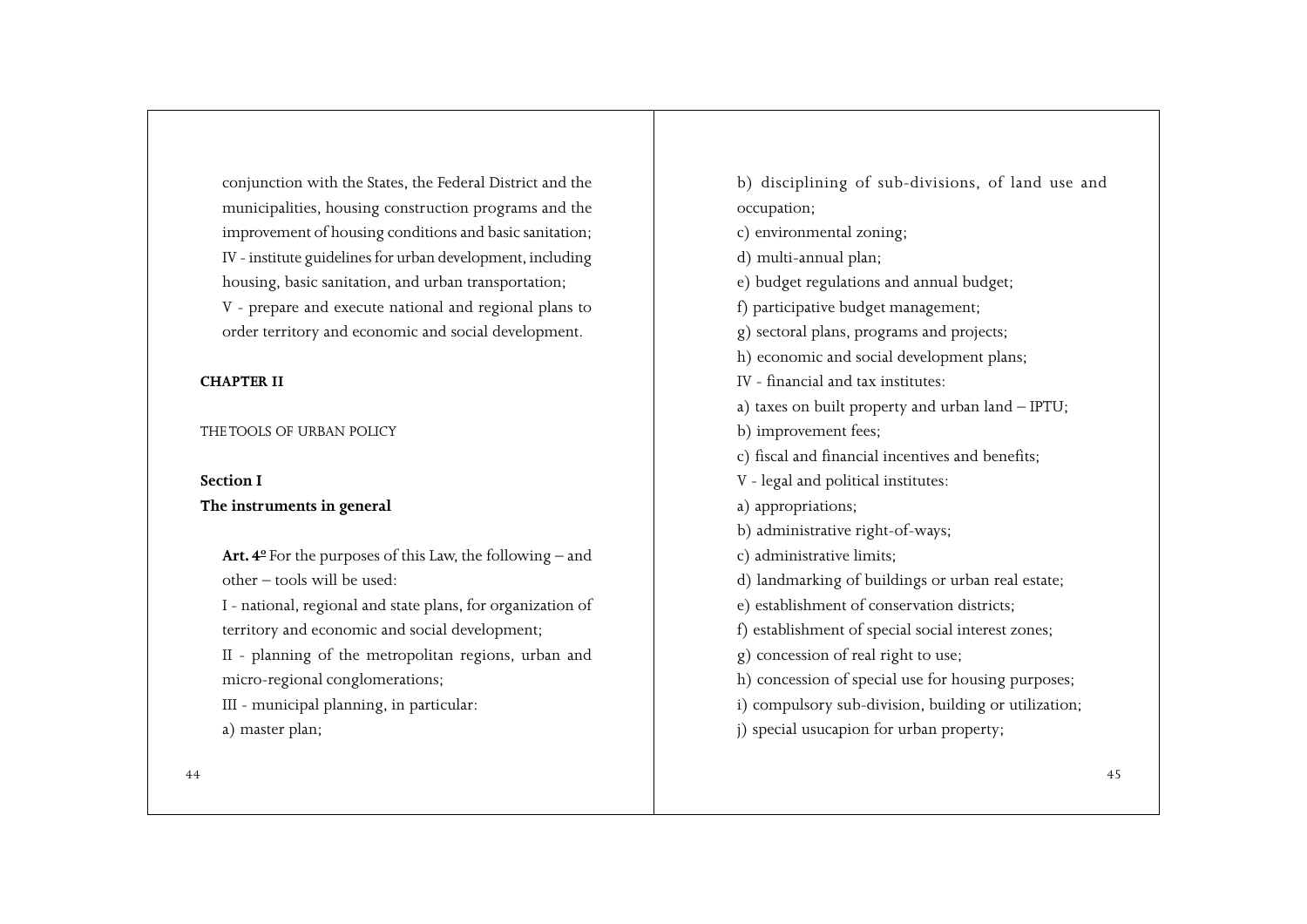conjunction with the States, the Federal District and the municipalities, housing construction programs and the improvement of housing conditions and basic sanitation;

IV - institute guidelines for urban development, including housing, basic sanitation, and urban transportation;

V - prepare and execute national and regional plans to order territory and economic and social development.

## CHAPTER II

THE TOOLS OF URBAN POLICY

### Section I
### The instruments in general

**Art. 4º** For the purposes of this Law, the following – and other – tools will be used:

I - national, regional and state plans, for organization of territory and economic and social development;

II - planning of the metropolitan regions, urban and micro-regional conglomerations;

III - municipal planning, in particular:

a) master plan;

b) disciplining of sub-divisions, of land use and occupation;

c) environmental zoning;

d) multi-annual plan;

e) budget regulations and annual budget;

f) participative budget management;

g) sectoral plans, programs and projects;

h) economic and social development plans;

IV - financial and tax institutes:

a) taxes on built property and urban land – IPTU;

b) improvement fees;

c) fiscal and financial incentives and benefits;

V - legal and political institutes:

a) appropriations;

b) administrative right-of-ways;

c) administrative limits;

d) landmarking of buildings or urban real estate;

e) establishment of conservation districts;

f) establishment of special social interest zones;

g) concession of real right to use;

h) concession of special use for housing purposes;

i) compulsory sub-division, building or utilization;

j) special usucapion for urban property;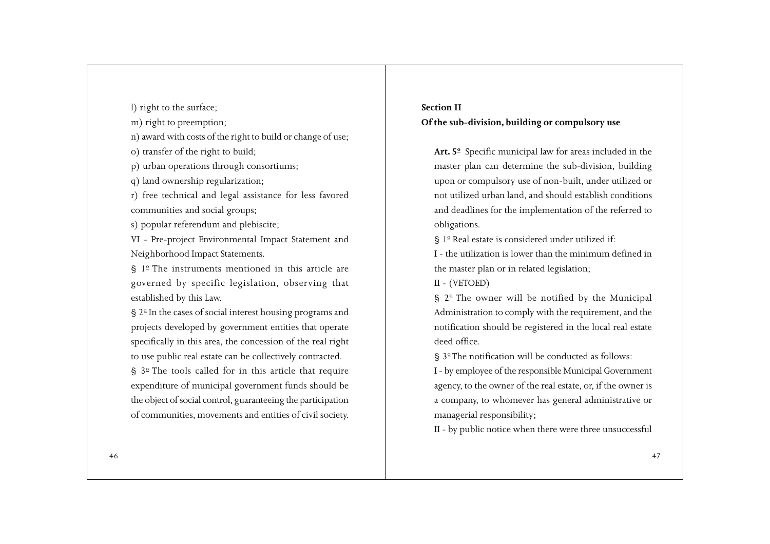l) right to the surface;

m) right to preemption;

n) award with costs of the right to build or change of use;

o) transfer of the right to build;

p) urban operations through consortiums;

q) land ownership regularization;

r) free technical and legal assistance for less favored communities and social groups;

s) popular referendum and plebiscite;

VI - Pre-project Environmental Impact Statement and Neighborhood Impact Statements.

§ 1º The instruments mentioned in this article are governed by specific legislation, observing that established by this Law.

§ 2º In the cases of social interest housing programs and projects developed by government entities that operate specifically in this area, the concession of the real right to use public real estate can be collectively contracted.

§ 3º The tools called for in this article that require expenditure of municipal government funds should be the object of social control, guaranteeing the participation of communities, movements and entities of civil society.

## Section II
## Of the sub-division, building or compulsory use

**Art. 5º** Specific municipal law for areas included in the master plan can determine the sub-division, building upon or compulsory use of non-built, under utilized or not utilized urban land, and should establish conditions and deadlines for the implementation of the referred to obligations.

§ 1º Real estate is considered under utilized if:

I - the utilization is lower than the minimum defined in the master plan or in related legislation;

II - (VETOED)

§ 2º The owner will be notified by the Municipal Administration to comply with the requirement, and the notification should be registered in the local real estate deed office.

§ 3º The notification will be conducted as follows:

I - by employee of the responsible Municipal Government agency, to the owner of the real estate, or, if the owner is a company, to whomever has general administrative or managerial responsibility;

II - by public notice when there were three unsuccessful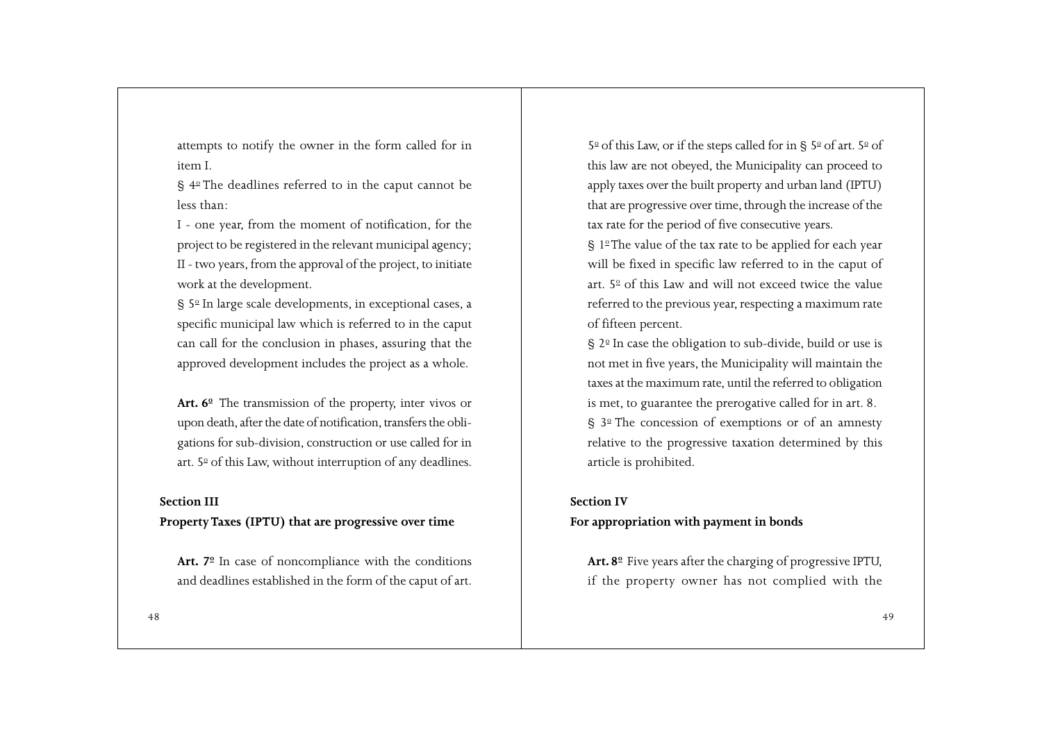attempts to notify the owner in the form called for in item I.

§ 4º The deadlines referred to in the caput cannot be less than:

I - one year, from the moment of notification, for the project to be registered in the relevant municipal agency;

II - two years, from the approval of the project, to initiate work at the development.

§ 5º In large scale developments, in exceptional cases, a specific municipal law which is referred to in the caput can call for the conclusion in phases, assuring that the approved development includes the project as a whole.

**Art. 6º** The transmission of the property, inter vivos or upon death, after the date of notification, transfers the obligations for sub-division, construction or use called for in art. 5º of this Law, without interruption of any deadlines.

## Section III
## Property Taxes (IPTU) that are progressive over time

**Art. 7º** In case of noncompliance with the conditions and deadlines established in the form of the caput of art. 5º of this Law, or if the steps called for in § 5º of art. 5º of this law are not obeyed, the Municipality can proceed to apply taxes over the built property and urban land (IPTU) that are progressive over time, through the increase of the tax rate for the period of five consecutive years.

§ 1º The value of the tax rate to be applied for each year will be fixed in specific law referred to in the caput of art. 5º of this Law and will not exceed twice the value referred to the previous year, respecting a maximum rate of fifteen percent.

§ 2º In case the obligation to sub-divide, build or use is not met in five years, the Municipality will maintain the taxes at the maximum rate, until the referred to obligation is met, to guarantee the prerogative called for in art. 8.

§ 3º The concession of exemptions or of an amnesty relative to the progressive taxation determined by this article is prohibited.

## Section IV
## For appropriation with payment in bonds

**Art. 8º** Five years after the charging of progressive IPTU, if the property owner has not complied with the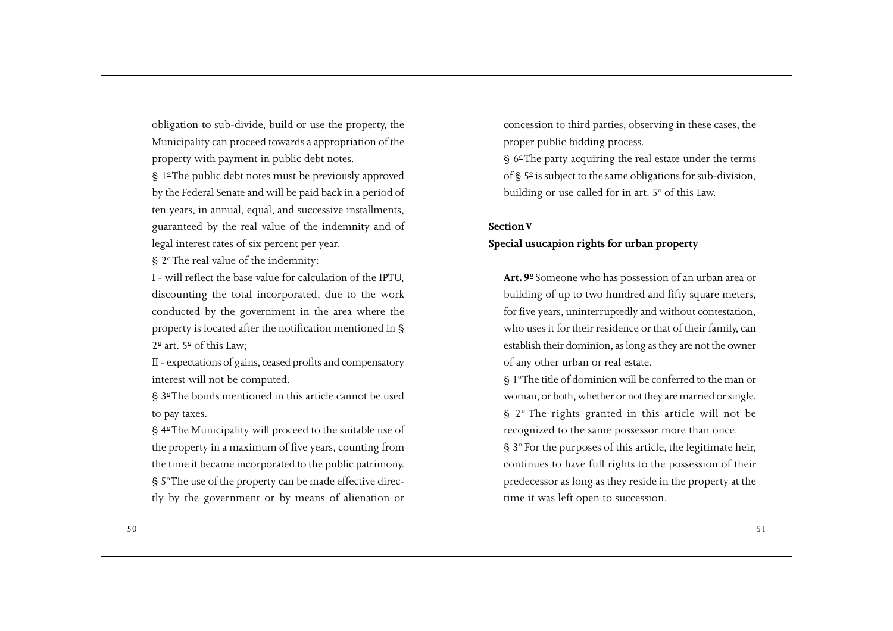obligation to sub-divide, build or use the property, the Municipality can proceed towards a appropriation of the property with payment in public debt notes.

§ 1º The public debt notes must be previously approved by the Federal Senate and will be paid back in a period of ten years, in annual, equal, and successive installments, guaranteed by the real value of the indemnity and of legal interest rates of six percent per year.

§ 2º The real value of the indemnity:

I - will reflect the base value for calculation of the IPTU, discounting the total incorporated, due to the work conducted by the government in the area where the property is located after the notification mentioned in § 2º art. 5º of this Law;

II - expectations of gains, ceased profits and compensatory interest will not be computed.

§ 3º The bonds mentioned in this article cannot be used to pay taxes.

§ 4º The Municipality will proceed to the suitable use of the property in a maximum of five years, counting from the time it became incorporated to the public patrimony.

§ 5º The use of the property can be made effective directly by the government or by means of alienation or concession to third parties, observing in these cases, the proper public bidding process.

§ 6º The party acquiring the real estate under the terms of § 5º is subject to the same obligations for sub-division, building or use called for in art. 5º of this Law.

## Section V

## Special usucapion rights for urban property

**Art. 9º** Someone who has possession of an urban area or building of up to two hundred and fifty square meters, for five years, uninterruptedly and without contestation, who uses it for their residence or that of their family, can establish their dominion, as long as they are not the owner of any other urban or real estate.

§ 1º The title of dominion will be conferred to the man or woman, or both, whether or not they are married or single.

§ 2º The rights granted in this article will not be recognized to the same possessor more than once.

§ 3º For the purposes of this article, the legitimate heir, continues to have full rights to the possession of their predecessor as long as they reside in the property at the time it was left open to succession.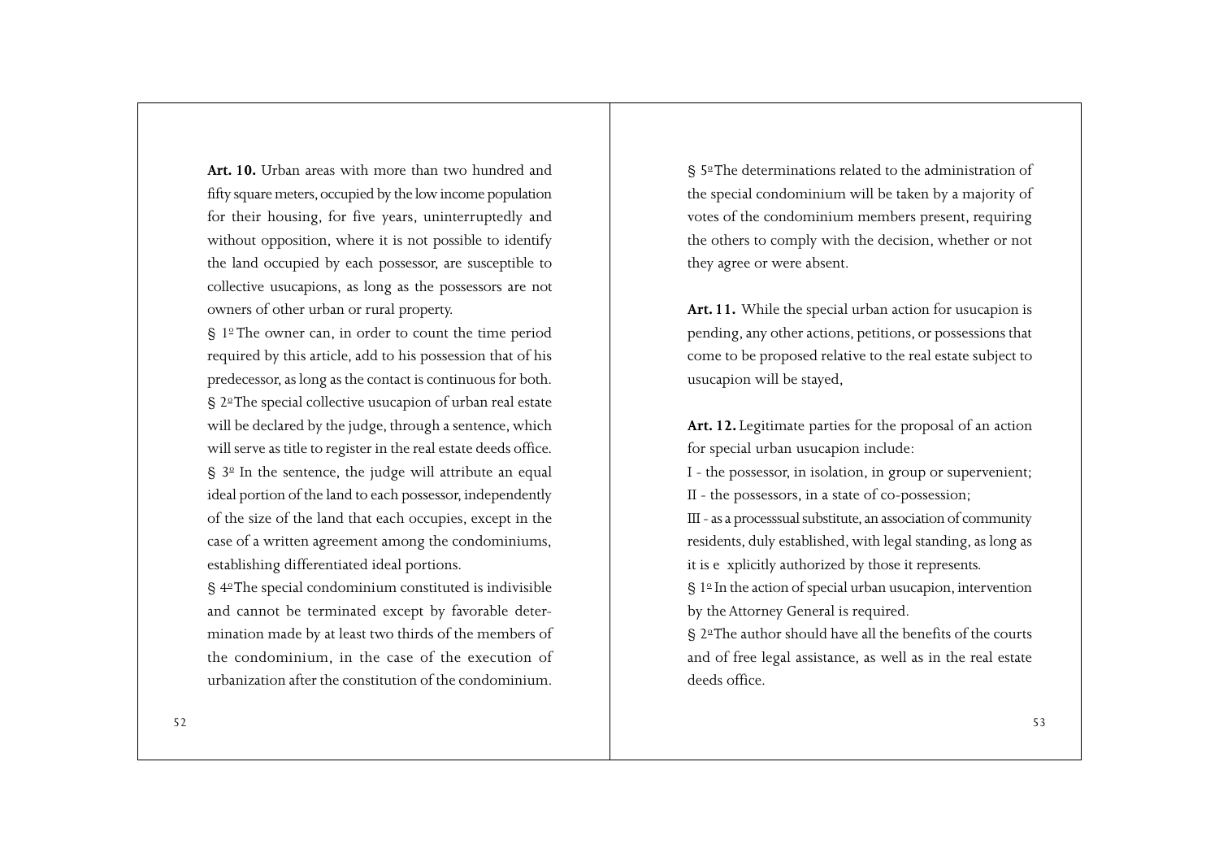**Art. 10.** Urban areas with more than two hundred and fifty square meters, occupied by the low income population for their housing, for five years, uninterruptedly and without opposition, where it is not possible to identify the land occupied by each possessor, are susceptible to collective usucapions, as long as the possessors are not owners of other urban or rural property.

§ 1º The owner can, in order to count the time period required by this article, add to his possession that of his predecessor, as long as the contact is continuous for both.

§ 2º The special collective usucapion of urban real estate will be declared by the judge, through a sentence, which will serve as title to register in the real estate deeds office.

§ 3º In the sentence, the judge will attribute an equal ideal portion of the land to each possessor, independently of the size of the land that each occupies, except in the case of a written agreement among the condominiums, establishing differentiated ideal portions.

§ 4º The special condominium constituted is indivisible and cannot be terminated except by favorable determination made by at least two thirds of the members of the condominium, in the case of the execution of urbanization after the constitution of the condominium.

§ 5º The determinations related to the administration of the special condominium will be taken by a majority of votes of the condominium members present, requiring the others to comply with the decision, whether or not they agree or were absent.

**Art. 11.** While the special urban action for usucapion is pending, any other actions, petitions, or possessions that come to be proposed relative to the real estate subject to usucapion will be stayed,

**Art. 12.** Legitimate parties for the proposal of an action for special urban usucapion include:

I - the possessor, in isolation, in group or supervenient;

II - the possessors, in a state of co-possession;

III - as a processsual substitute, an association of community residents, duly established, with legal standing, as long as it is e xplicitly authorized by those it represents.

§ 1º In the action of special urban usucapion, intervention by the Attorney General is required.

§ 2º The author should have all the benefits of the courts and of free legal assistance, as well as in the real estate deeds office.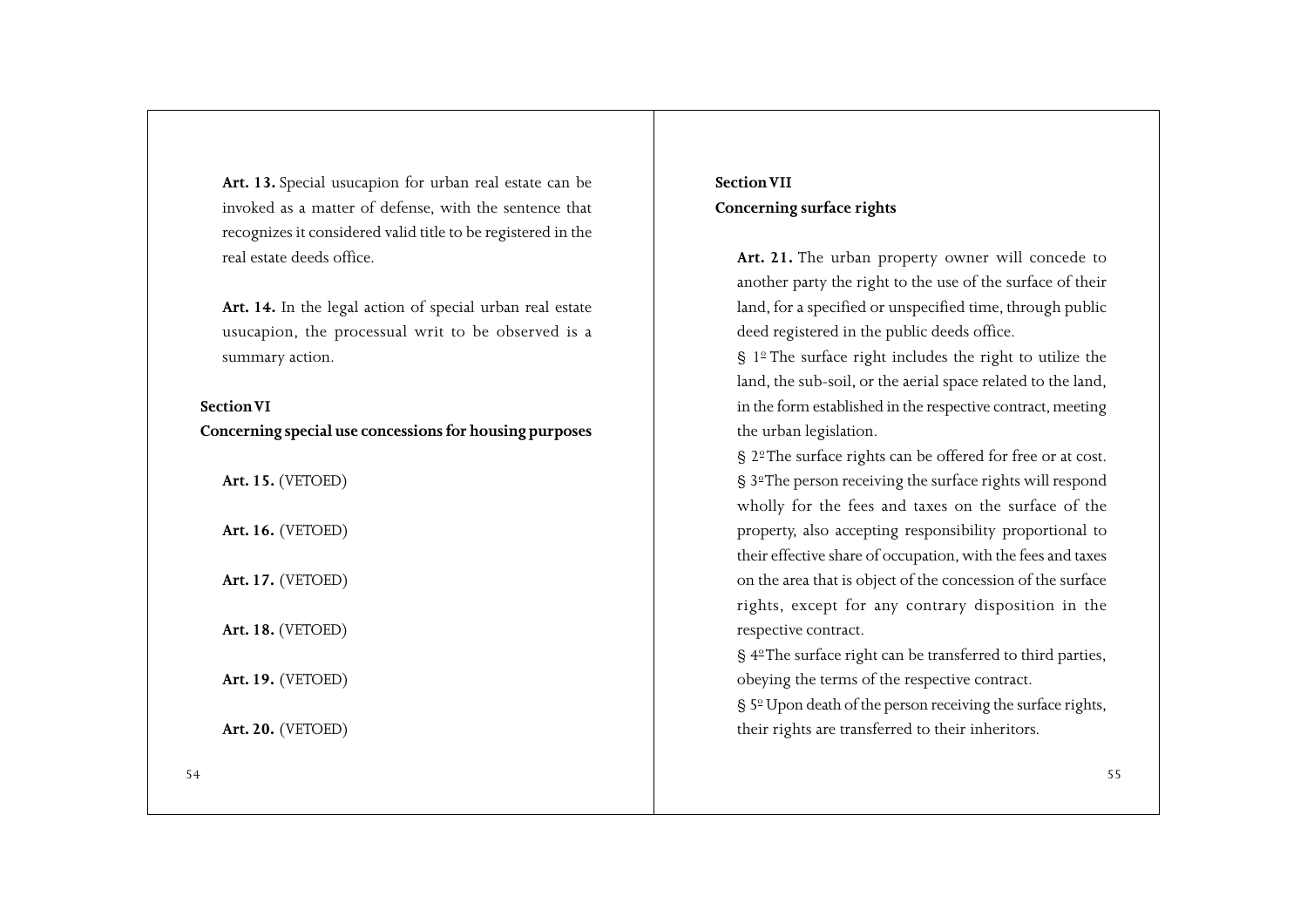**Art. 13.** Special usucapion for urban real estate can be invoked as a matter of defense, with the sentence that recognizes it considered valid title to be registered in the real estate deeds office.

**Art. 14.** In the legal action of special urban real estate usucapion, the processual writ to be observed is a summary action.

## Section VI

## Concerning special use concessions for housing purposes

**Art. 15.** (VETOED)

**Art. 16.** (VETOED)

**Art. 17.** (VETOED)

**Art. 18.** (VETOED)

**Art. 19.** (VETOED)

**Art. 20.** (VETOED)

## Section VII

## Concerning surface rights

**Art. 21.** The urban property owner will concede to another party the right to the use of the surface of their land, for a specified or unspecified time, through public deed registered in the public deeds office.

§ 1º The surface right includes the right to utilize the land, the sub-soil, or the aerial space related to the land, in the form established in the respective contract, meeting the urban legislation.

§ 2º The surface rights can be offered for free or at cost.

§ 3º The person receiving the surface rights will respond wholly for the fees and taxes on the surface of the property, also accepting responsibility proportional to their effective share of occupation, with the fees and taxes on the area that is object of the concession of the surface rights, except for any contrary disposition in the respective contract.

§ 4º The surface right can be transferred to third parties, obeying the terms of the respective contract.

§ 5º Upon death of the person receiving the surface rights, their rights are transferred to their inheritors.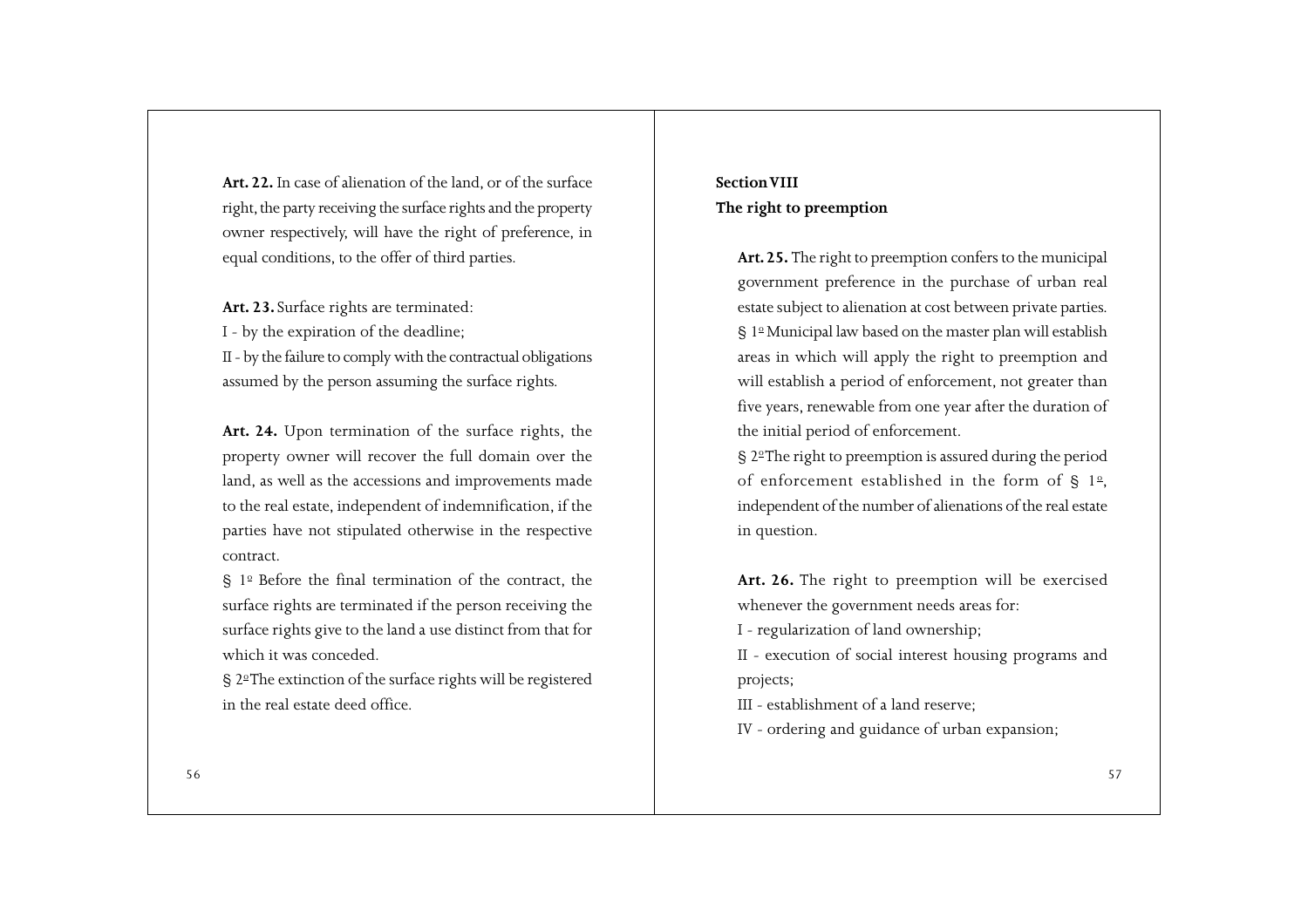**Art. 22.** In case of alienation of the land, or of the surface right, the party receiving the surface rights and the property owner respectively, will have the right of preference, in equal conditions, to the offer of third parties.

**Art. 23.** Surface rights are terminated:

I - by the expiration of the deadline;

II - by the failure to comply with the contractual obligations assumed by the person assuming the surface rights.

**Art. 24.** Upon termination of the surface rights, the property owner will recover the full domain over the land, as well as the accessions and improvements made to the real estate, independent of indemnification, if the parties have not stipulated otherwise in the respective contract.

§ 1º Before the final termination of the contract, the surface rights are terminated if the person receiving the surface rights give to the land a use distinct from that for which it was conceded.

§ 2º The extinction of the surface rights will be registered in the real estate deed office.

**Section VIII**

**The right to preemption**

**Art. 25.** The right to preemption confers to the municipal government preference in the purchase of urban real estate subject to alienation at cost between private parties.

§ 1º Municipal law based on the master plan will establish areas in which will apply the right to preemption and will establish a period of enforcement, not greater than five years, renewable from one year after the duration of the initial period of enforcement.

§ 2º The right to preemption is assured during the period of enforcement established in the form of § 1º, independent of the number of alienations of the real estate in question.

**Art. 26.** The right to preemption will be exercised whenever the government needs areas for:

I - regularization of land ownership;

II - execution of social interest housing programs and projects;

III - establishment of a land reserve;

IV - ordering and guidance of urban expansion;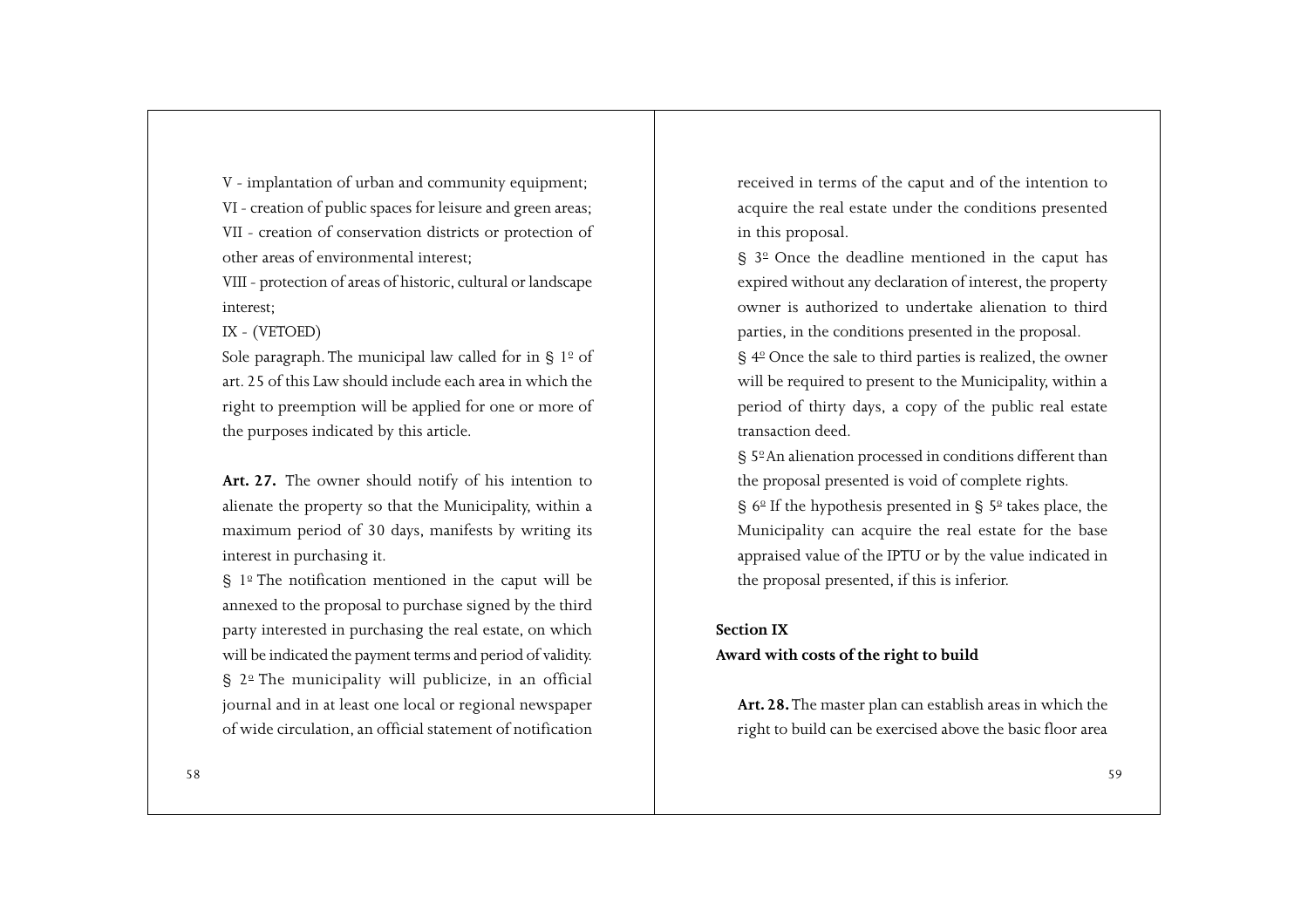V - implantation of urban and community equipment;

VI - creation of public spaces for leisure and green areas;

VII - creation of conservation districts or protection of other areas of environmental interest;

VIII - protection of areas of historic, cultural or landscape interest;

IX - (VETOED)

Sole paragraph. The municipal law called for in § 1º of art. 25 of this Law should include each area in which the right to preemption will be applied for one or more of the purposes indicated by this article.

**Art. 27.** The owner should notify of his intention to alienate the property so that the Municipality, within a maximum period of 30 days, manifests by writing its interest in purchasing it.

§ 1º The notification mentioned in the caput will be annexed to the proposal to purchase signed by the third party interested in purchasing the real estate, on which will be indicated the payment terms and period of validity.

§ 2º The municipality will publicize, in an official journal and in at least one local or regional newspaper of wide circulation, an official statement of notification received in terms of the caput and of the intention to acquire the real estate under the conditions presented in this proposal.

§ 3º Once the deadline mentioned in the caput has expired without any declaration of interest, the property owner is authorized to undertake alienation to third parties, in the conditions presented in the proposal.

§ 4º Once the sale to third parties is realized, the owner will be required to present to the Municipality, within a period of thirty days, a copy of the public real estate transaction deed.

§ 5º An alienation processed in conditions different than the proposal presented is void of complete rights.

§ 6º If the hypothesis presented in § 5º takes place, the Municipality can acquire the real estate for the base appraised value of the IPTU or by the value indicated in the proposal presented, if this is inferior.

**Section IX**
**Award with costs of the right to build**

**Art. 28.** The master plan can establish areas in which the right to build can be exercised above the basic floor area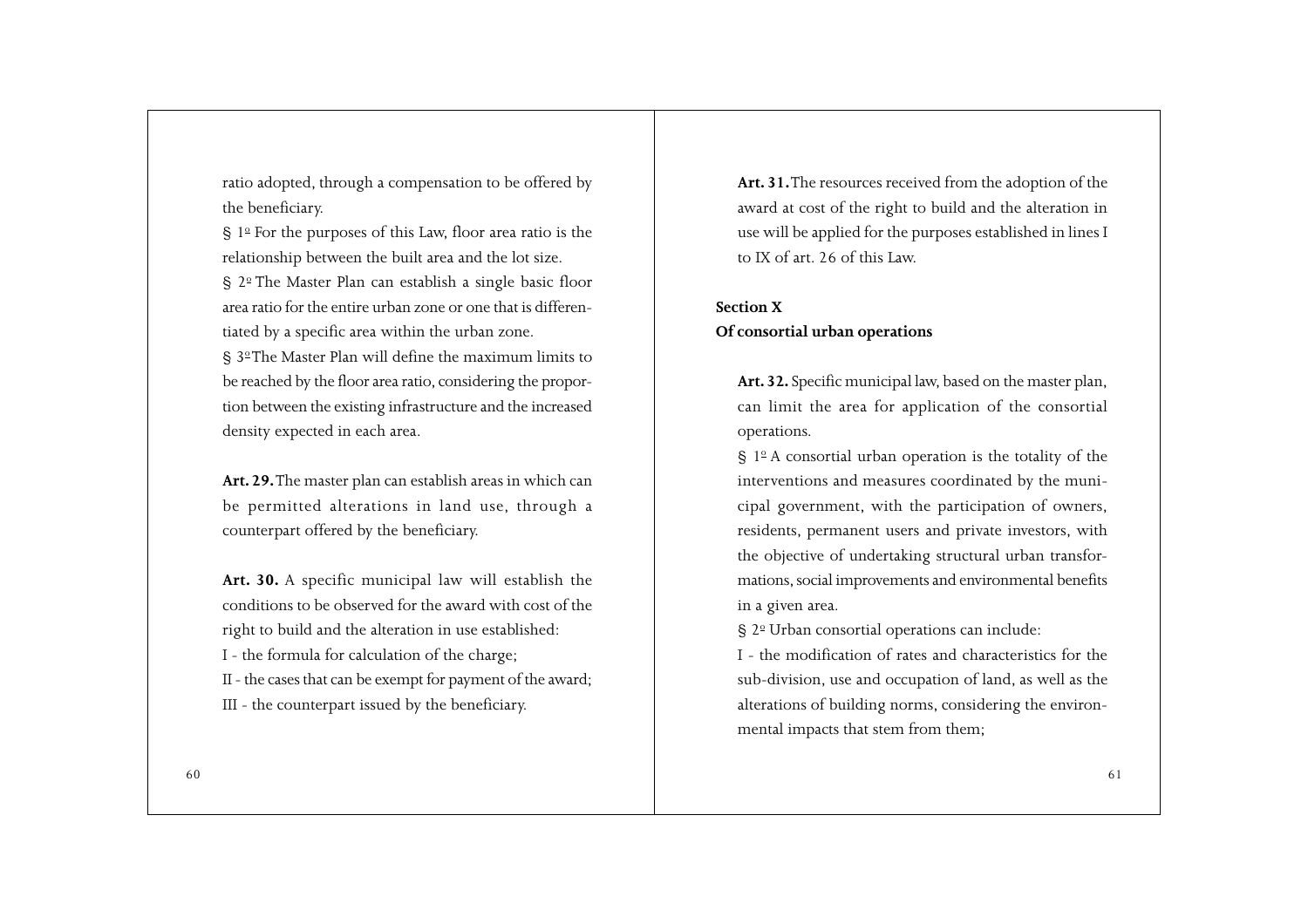ratio adopted, through a compensation to be offered by the beneficiary.

§ 1º For the purposes of this Law, floor area ratio is the relationship between the built area and the lot size.

§ 2º The Master Plan can establish a single basic floor area ratio for the entire urban zone or one that is differentiated by a specific area within the urban zone.

§ 3º The Master Plan will define the maximum limits to be reached by the floor area ratio, considering the proportion between the existing infrastructure and the increased density expected in each area.

**Art. 29.** The master plan can establish areas in which can be permitted alterations in land use, through a counterpart offered by the beneficiary.

**Art. 30.** A specific municipal law will establish the conditions to be observed for the award with cost of the right to build and the alteration in use established:

I - the formula for calculation of the charge;

II - the cases that can be exempt for payment of the award;

III - the counterpart issued by the beneficiary.

**Art. 31.** The resources received from the adoption of the award at cost of the right to build and the alteration in use will be applied for the purposes established in lines I to IX of art. 26 of this Law.

**Section X**
**Of consortial urban operations**

**Art. 32.** Specific municipal law, based on the master plan, can limit the area for application of the consortial operations.

§ 1º A consortial urban operation is the totality of the interventions and measures coordinated by the municipal government, with the participation of owners, residents, permanent users and private investors, with the objective of undertaking structural urban transformations, social improvements and environmental benefits in a given area.

§ 2º Urban consortial operations can include:

I - the modification of rates and characteristics for the sub-division, use and occupation of land, as well as the alterations of building norms, considering the environmental impacts that stem from them;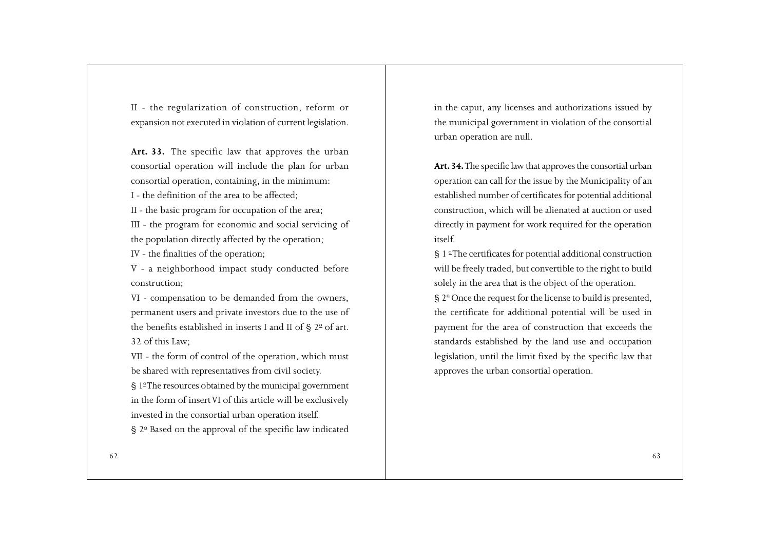II - the regularization of construction, reform or expansion not executed in violation of current legislation.

**Art. 33.** The specific law that approves the urban consortial operation will include the plan for urban consortial operation, containing, in the minimum:

I - the definition of the area to be affected;

II - the basic program for occupation of the area;

III - the program for economic and social servicing of the population directly affected by the operation;

IV - the finalities of the operation;

V - a neighborhood impact study conducted before construction;

VI - compensation to be demanded from the owners, permanent users and private investors due to the use of the benefits established in inserts I and II of § 2º of art. 32 of this Law;

VII - the form of control of the operation, which must be shared with representatives from civil society.

§ 1º The resources obtained by the municipal government in the form of insert VI of this article will be exclusively invested in the consortial urban operation itself.

§ 2º Based on the approval of the specific law indicated in the caput, any licenses and authorizations issued by the municipal government in violation of the consortial urban operation are null.

**Art. 34.** The specific law that approves the consortial urban operation can call for the issue by the Municipality of an established number of certificates for potential additional construction, which will be alienated at auction or used directly in payment for work required for the operation itself.

§ 1º The certificates for potential additional construction will be freely traded, but convertible to the right to build solely in the area that is the object of the operation.

§ 2º Once the request for the license to build is presented, the certificate for additional potential will be used in payment for the area of construction that exceeds the standards established by the land use and occupation legislation, until the limit fixed by the specific law that approves the urban consortial operation.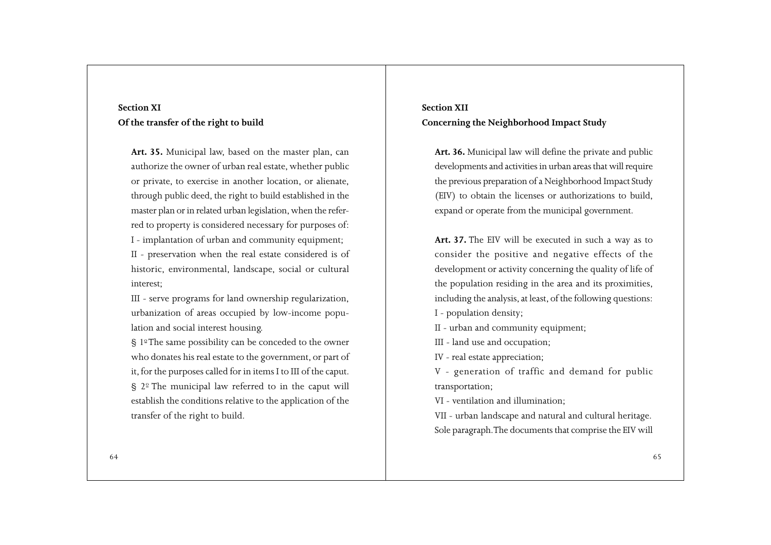## Section XI
## Of the transfer of the right to build

**Art. 35.** Municipal law, based on the master plan, can authorize the owner of urban real estate, whether public or private, to exercise in another location, or alienate, through public deed, the right to build established in the master plan or in related urban legislation, when the referred to property is considered necessary for purposes of:

I - implantation of urban and community equipment;

II - preservation when the real estate considered is of historic, environmental, landscape, social or cultural interest;

III - serve programs for land ownership regularization, urbanization of areas occupied by low-income population and social interest housing.

§ 1º The same possibility can be conceded to the owner who donates his real estate to the government, or part of it, for the purposes called for in items I to III of the caput.

§ 2º The municipal law referred to in the caput will establish the conditions relative to the application of the transfer of the right to build.

## Section XII
## Concerning the Neighborhood Impact Study

**Art. 36.** Municipal law will define the private and public developments and activities in urban areas that will require the previous preparation of a Neighborhood Impact Study (EIV) to obtain the licenses or authorizations to build, expand or operate from the municipal government.

**Art. 37.** The EIV will be executed in such a way as to consider the positive and negative effects of the development or activity concerning the quality of life of the population residing in the area and its proximities, including the analysis, at least, of the following questions:

I - population density;

II - urban and community equipment;

III - land use and occupation;

IV - real estate appreciation;

V - generation of traffic and demand for public transportation;

VI - ventilation and illumination;

VII - urban landscape and natural and cultural heritage.

Sole paragraph. The documents that comprise the EIV will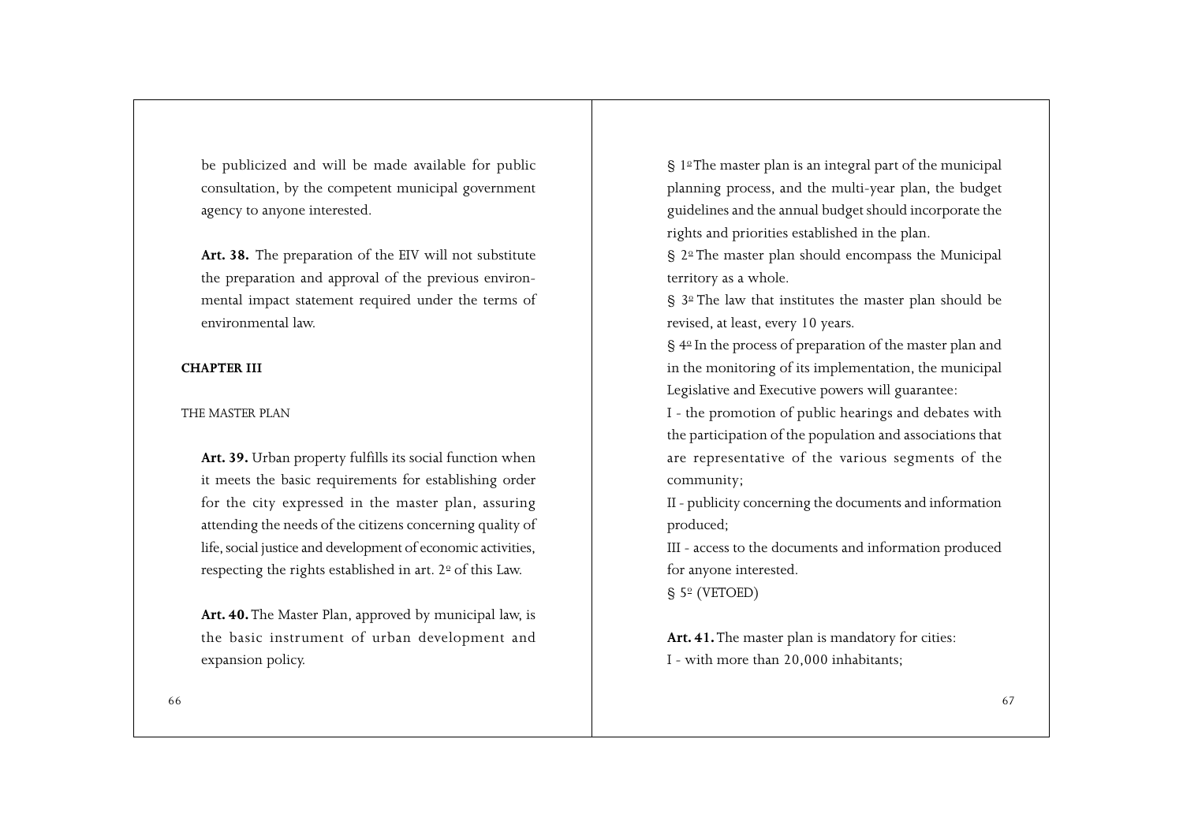be publicized and will be made available for public consultation, by the competent municipal government agency to anyone interested.

**Art. 38.** The preparation of the EIV will not substitute the preparation and approval of the previous environmental impact statement required under the terms of environmental law.

## CHAPTER III

### THE MASTER PLAN

**Art. 39.** Urban property fulfills its social function when it meets the basic requirements for establishing order for the city expressed in the master plan, assuring attending the needs of the citizens concerning quality of life, social justice and development of economic activities, respecting the rights established in art. 2º of this Law.

**Art. 40.** The Master Plan, approved by municipal law, is the basic instrument of urban development and expansion policy.

§ 1º The master plan is an integral part of the municipal planning process, and the multi-year plan, the budget guidelines and the annual budget should incorporate the rights and priorities established in the plan.

§ 2º The master plan should encompass the Municipal territory as a whole.

§ 3º The law that institutes the master plan should be revised, at least, every 10 years.

§ 4º In the process of preparation of the master plan and in the monitoring of its implementation, the municipal Legislative and Executive powers will guarantee:

I - the promotion of public hearings and debates with the participation of the population and associations that are representative of the various segments of the community;

II - publicity concerning the documents and information produced;

III - access to the documents and information produced for anyone interested.

§ 5º (VETOED)

**Art. 41.** The master plan is mandatory for cities:

I - with more than 20,000 inhabitants;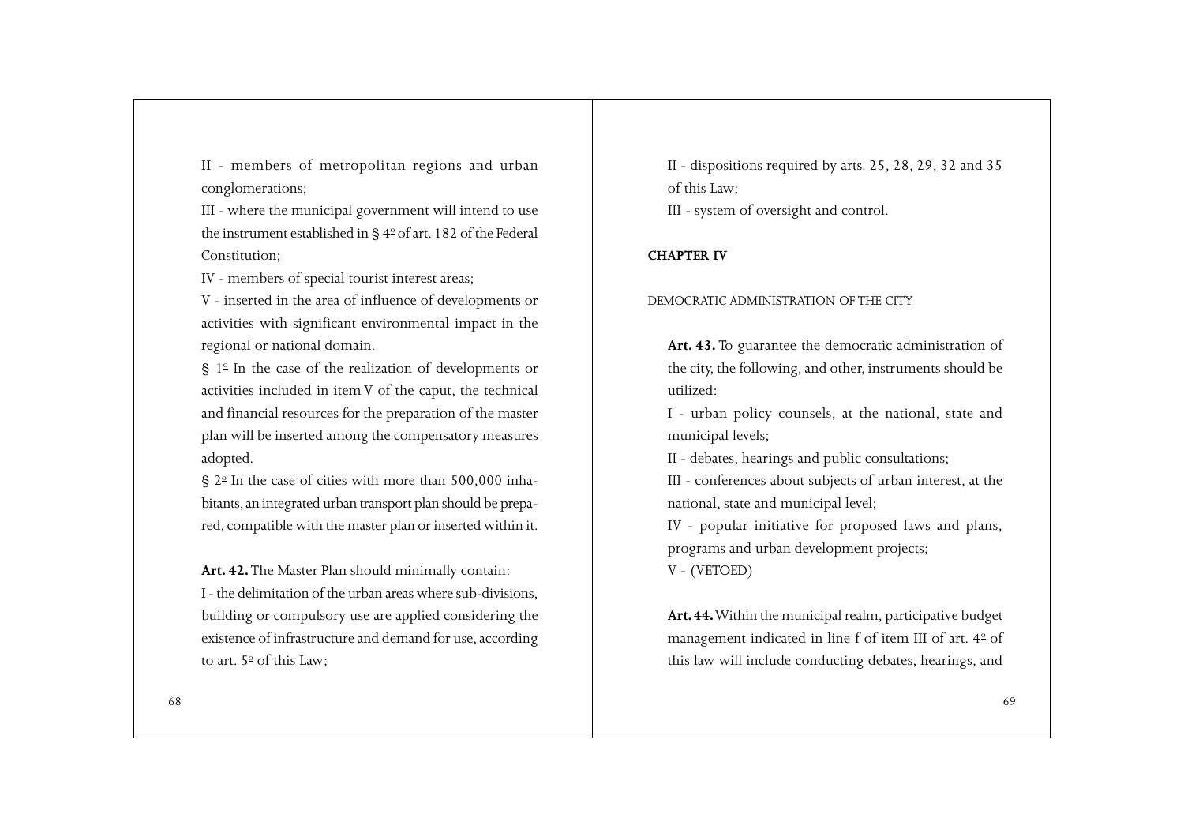II - members of metropolitan regions and urban conglomerations;

III - where the municipal government will intend to use the instrument established in § 4º of art. 182 of the Federal Constitution;

IV - members of special tourist interest areas;

V - inserted in the area of influence of developments or activities with significant environmental impact in the regional or national domain.

§ 1º In the case of the realization of developments or activities included in item V of the caput, the technical and financial resources for the preparation of the master plan will be inserted among the compensatory measures adopted.

§ 2º In the case of cities with more than 500,000 inhabitants, an integrated urban transport plan should be prepared, compatible with the master plan or inserted within it.

**Art. 42.** The Master Plan should minimally contain:

I - the delimitation of the urban areas where sub-divisions, building or compulsory use are applied considering the existence of infrastructure and demand for use, according to art. 5º of this Law;

II - dispositions required by arts. 25, 28, 29, 32 and 35 of this Law;

III - system of oversight and control.

## CHAPTER IV

### DEMOCRATIC ADMINISTRATION OF THE CITY

**Art. 43.** To guarantee the democratic administration of the city, the following, and other, instruments should be utilized:

I - urban policy counsels, at the national, state and municipal levels;

II - debates, hearings and public consultations;

III - conferences about subjects of urban interest, at the national, state and municipal level;

IV - popular initiative for proposed laws and plans, programs and urban development projects;

V - (VETOED)

**Art. 44.** Within the municipal realm, participative budget management indicated in line f of item III of art. 4º of this law will include conducting debates, hearings, and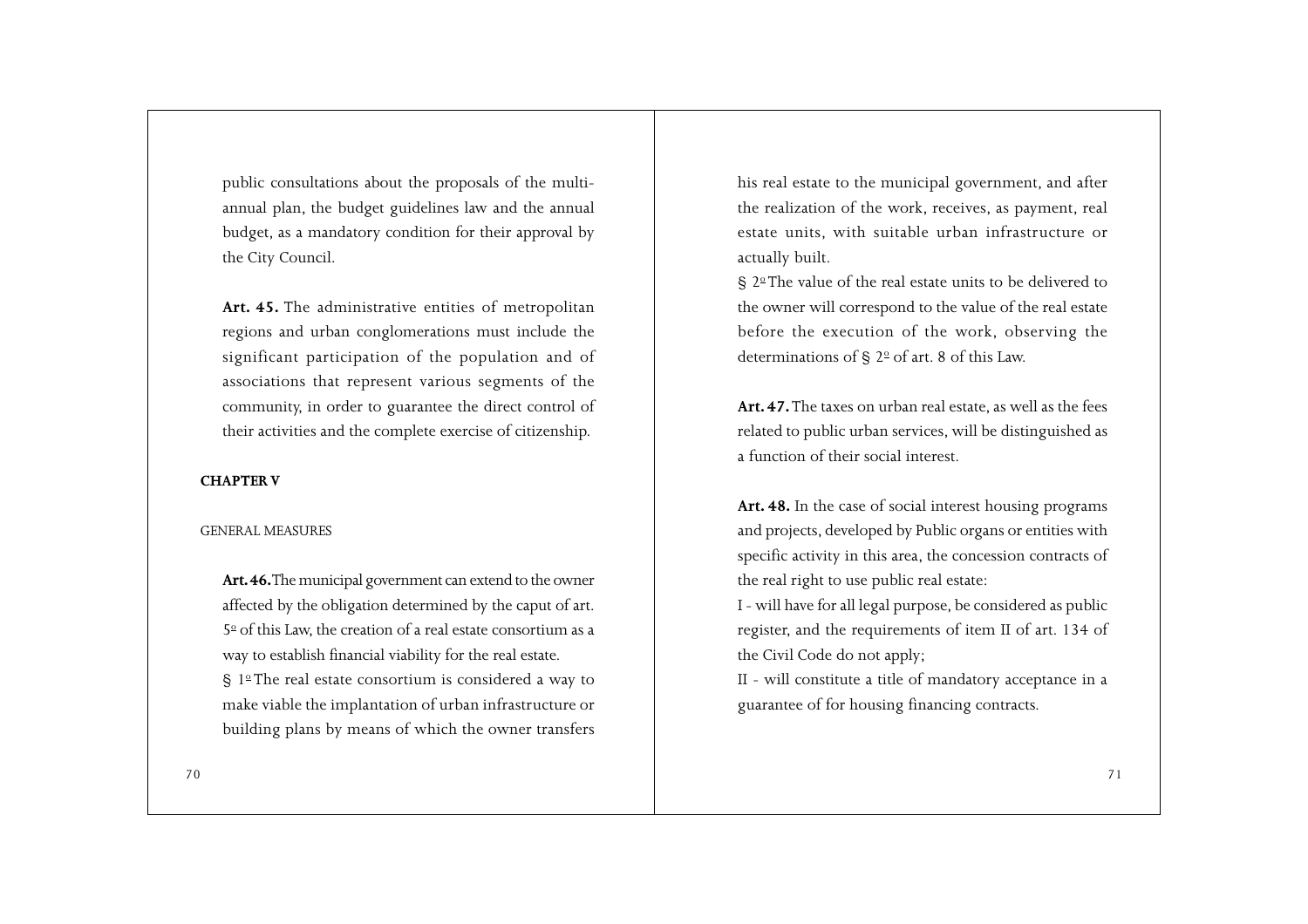public consultations about the proposals of the multi-annual plan, the budget guidelines law and the annual budget, as a mandatory condition for their approval by the City Council.

**Art. 45.** The administrative entities of metropolitan regions and urban conglomerations must include the significant participation of the population and of associations that represent various segments of the community, in order to guarantee the direct control of their activities and the complete exercise of citizenship.

## CHAPTER V

### GENERAL MEASURES

**Art. 46.** The municipal government can extend to the owner affected by the obligation determined by the caput of art. 5º of this Law, the creation of a real estate consortium as a way to establish financial viability for the real estate.

§ 1º The real estate consortium is considered a way to make viable the implantation of urban infrastructure or building plans by means of which the owner transfers his real estate to the municipal government, and after the realization of the work, receives, as payment, real estate units, with suitable urban infrastructure or actually built.

§ 2º The value of the real estate units to be delivered to the owner will correspond to the value of the real estate before the execution of the work, observing the determinations of § 2º of art. 8 of this Law.

**Art. 47.** The taxes on urban real estate, as well as the fees related to public urban services, will be distinguished as a function of their social interest.

**Art. 48.** In the case of social interest housing programs and projects, developed by Public organs or entities with specific activity in this area, the concession contracts of the real right to use public real estate:

I - will have for all legal purpose, be considered as public register, and the requirements of item II of art. 134 of the Civil Code do not apply;

II - will constitute a title of mandatory acceptance in a guarantee of for housing financing contracts.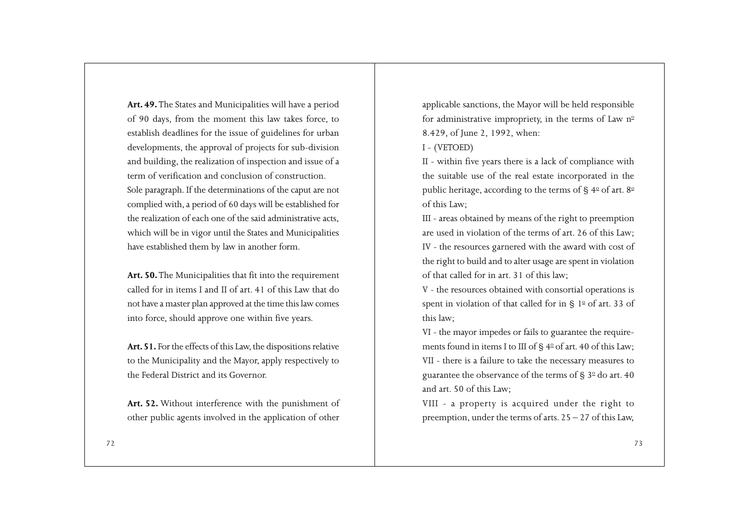**Art. 49.** The States and Municipalities will have a period of 90 days, from the moment this law takes force, to establish deadlines for the issue of guidelines for urban developments, the approval of projects for sub-division and building, the realization of inspection and issue of a term of verification and conclusion of construction.

Sole paragraph. If the determinations of the caput are not complied with, a period of 60 days will be established for the realization of each one of the said administrative acts, which will be in vigor until the States and Municipalities have established them by law in another form.

**Art. 50.** The Municipalities that fit into the requirement called for in items I and II of art. 41 of this Law that do not have a master plan approved at the time this law comes into force, should approve one within five years.

**Art. 51.** For the effects of this Law, the dispositions relative to the Municipality and the Mayor, apply respectively to the Federal District and its Governor.

**Art. 52.** Without interference with the punishment of other public agents involved in the application of other applicable sanctions, the Mayor will be held responsible for administrative impropriety, in the terms of Law nº 8.429, of June 2, 1992, when:

I - (VETOED)

II - within five years there is a lack of compliance with the suitable use of the real estate incorporated in the public heritage, according to the terms of § 4º of art. 8º of this Law;

III - areas obtained by means of the right to preemption are used in violation of the terms of art. 26 of this Law;

IV - the resources garnered with the award with cost of the right to build and to alter usage are spent in violation of that called for in art. 31 of this law;

V - the resources obtained with consortial operations is spent in violation of that called for in § 1º of art. 33 of this law;

VI - the mayor impedes or fails to guarantee the requirements found in items I to III of § 4º of art. 40 of this Law;

VII - there is a failure to take the necessary measures to guarantee the observance of the terms of § 3º do art. 40 and art. 50 of this Law;

VIII - a property is acquired under the right to preemption, under the terms of arts. 25 – 27 of this Law,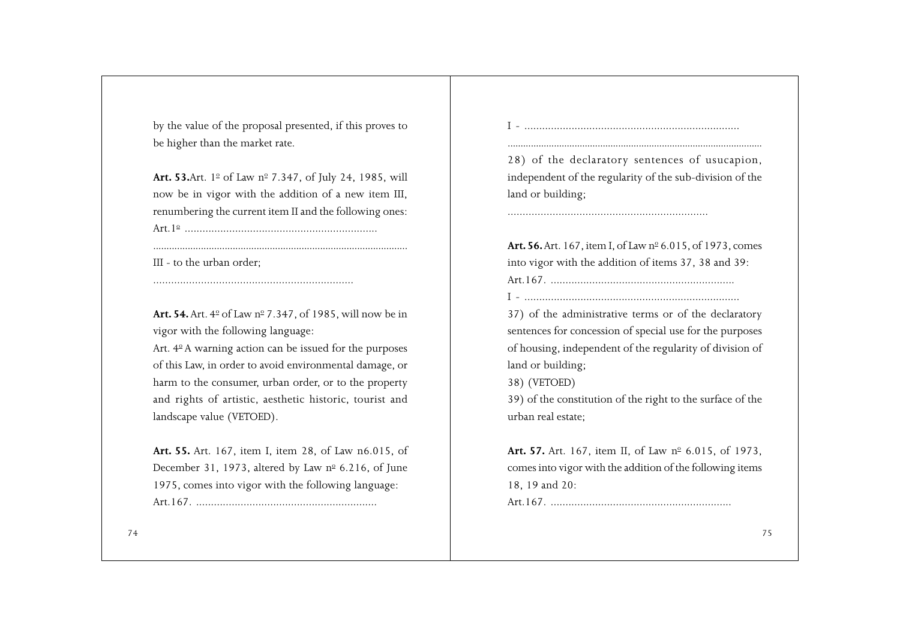by the value of the proposal presented, if this proves to be higher than the market rate.

**Art. 53.** Art. 1º of Law nº 7.347, of July 24, 1985, will now be in vigor with the addition of a new item III, renumbering the current item II and the following ones:

Art.1º .................................................................

.................................................................................................

III - to the urban order;

....................................................................

**Art. 54.** Art. 4º of Law nº 7.347, of 1985, will now be in vigor with the following language:

Art. 4º A warning action can be issued for the purposes of this Law, in order to avoid environmental damage, or harm to the consumer, urban order, or to the property and rights of artistic, aesthetic historic, tourist and landscape value (VETOED).

**Art. 55.** Art. 167, item I, item 28, of Law n6.015, of December 31, 1973, altered by Law nº 6.216, of June 1975, comes into vigor with the following language:

Art.167. .............................................................

I - .........................................................................

.................................................................................................

28) of the declaratory sentences of usucapion, independent of the regularity of the sub-division of the land or building;

....................................................................

**Art. 56.** Art. 167, item I, of Law nº 6.015, of 1973, comes into vigor with the addition of items 37, 38 and 39:

Art.167. ..............................................................

I - .........................................................................

37) of the administrative terms or of the declaratory sentences for concession of special use for the purposes of housing, independent of the regularity of division of land or building;

38) (VETOED)

39) of the constitution of the right to the surface of the urban real estate;

**Art. 57.** Art. 167, item II, of Law nº 6.015, of 1973, comes into vigor with the addition of the following items 18, 19 and 20:

Art.167. .............................................................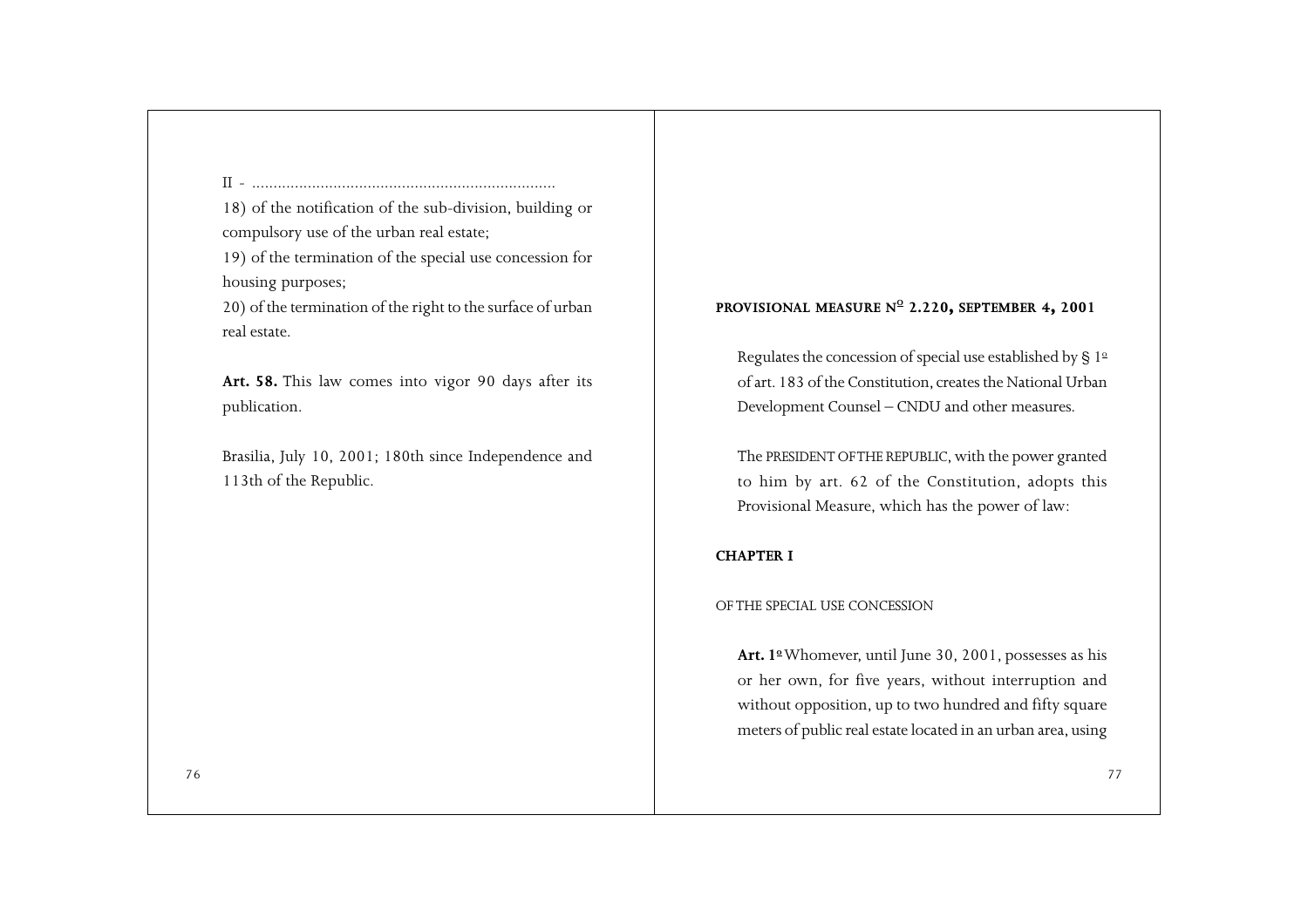II - .......................................................................

18) of the notification of the sub-division, building or compulsory use of the urban real estate;

19) of the termination of the special use concession for housing purposes;

20) of the termination of the right to the surface of urban real estate.

**Art. 58.** This law comes into vigor 90 days after its publication.

Brasilia, July 10, 2001; 180th since Independence and 113th of the Republic.

## PROVISIONAL MEASURE Nº 2.220, SEPTEMBER 4, 2001

Regulates the concession of special use established by § 1º of art. 183 of the Constitution, creates the National Urban Development Counsel – CNDU and other measures.

The PRESIDENT OF THE REPUBLIC, with the power granted to him by art. 62 of the Constitution, adopts this Provisional Measure, which has the power of law:

### CHAPTER I

OF THE SPECIAL USE CONCESSION

**Art. 1º** Whomever, until June 30, 2001, possesses as his or her own, for five years, without interruption and without opposition, up to two hundred and fifty square meters of public real estate located in an urban area, using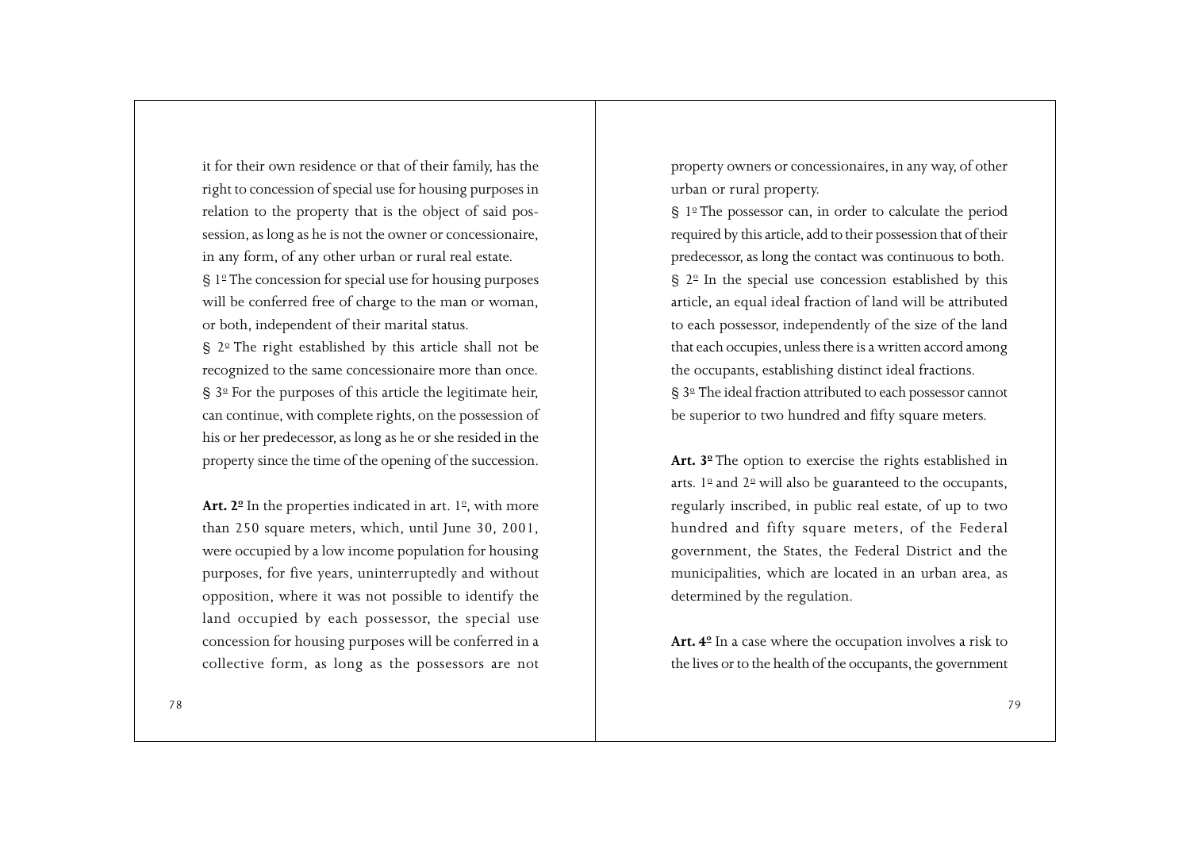it for their own residence or that of their family, has the right to concession of special use for housing purposes in relation to the property that is the object of said possession, as long as he is not the owner or concessionaire, in any form, of any other urban or rural real estate.

§ 1º The concession for special use for housing purposes will be conferred free of charge to the man or woman, or both, independent of their marital status.

§ 2º The right established by this article shall not be recognized to the same concessionaire more than once.

§ 3º For the purposes of this article the legitimate heir, can continue, with complete rights, on the possession of his or her predecessor, as long as he or she resided in the property since the time of the opening of the succession.

**Art. 2º** In the properties indicated in art. 1º, with more than 250 square meters, which, until June 30, 2001, were occupied by a low income population for housing purposes, for five years, uninterruptedly and without opposition, where it was not possible to identify the land occupied by each possessor, the special use concession for housing purposes will be conferred in a collective form, as long as the possessors are not property owners or concessionaires, in any way, of other urban or rural property.

§ 1º The possessor can, in order to calculate the period required by this article, add to their possession that of their predecessor, as long the contact was continuous to both.

§ 2º In the special use concession established by this article, an equal ideal fraction of land will be attributed to each possessor, independently of the size of the land that each occupies, unless there is a written accord among the occupants, establishing distinct ideal fractions.

§ 3º The ideal fraction attributed to each possessor cannot be superior to two hundred and fifty square meters.

**Art. 3º** The option to exercise the rights established in arts. 1º and 2º will also be guaranteed to the occupants, regularly inscribed, in public real estate, of up to two hundred and fifty square meters, of the Federal government, the States, the Federal District and the municipalities, which are located in an urban area, as determined by the regulation.

**Art. 4º** In a case where the occupation involves a risk to the lives or to the health of the occupants, the government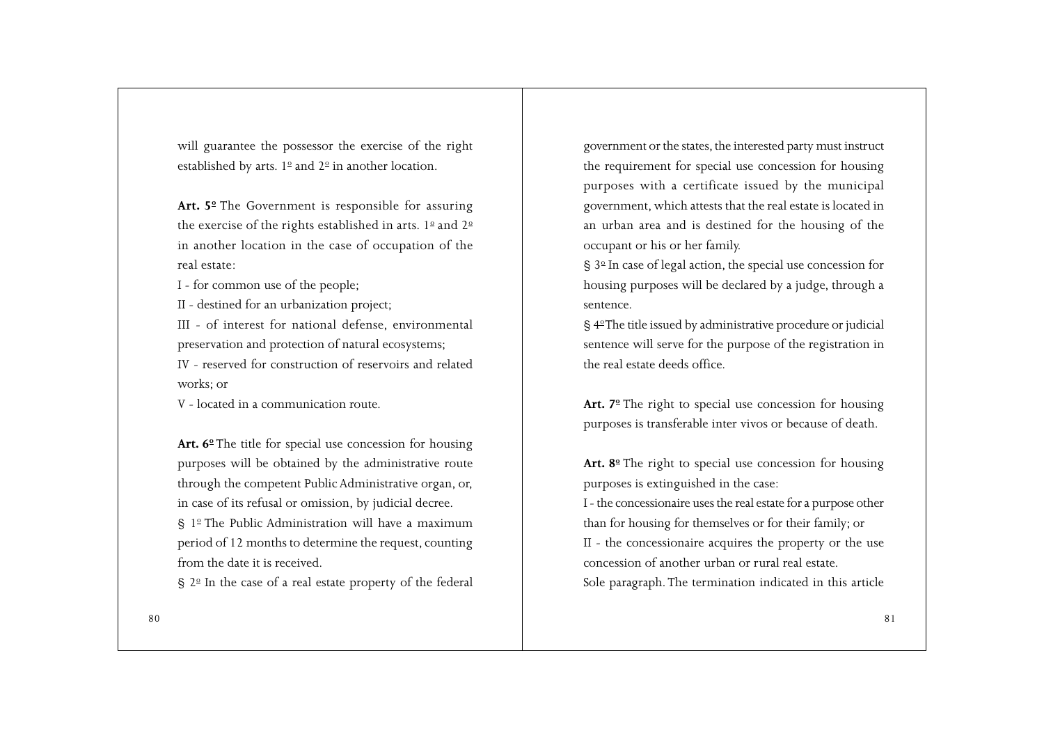will guarantee the possessor the exercise of the right established by arts. 1º and 2º in another location.

**Art. 5º** The Government is responsible for assuring the exercise of the rights established in arts. 1º and 2º in another location in the case of occupation of the real estate:

I - for common use of the people;

II - destined for an urbanization project;

III - of interest for national defense, environmental preservation and protection of natural ecosystems;

IV - reserved for construction of reservoirs and related works; or

V - located in a communication route.

**Art. 6º** The title for special use concession for housing purposes will be obtained by the administrative route through the competent Public Administrative organ, or, in case of its refusal or omission, by judicial decree.

§ 1º The Public Administration will have a maximum period of 12 months to determine the request, counting from the date it is received.

§ 2º In the case of a real estate property of the federal government or the states, the interested party must instruct the requirement for special use concession for housing purposes with a certificate issued by the municipal government, which attests that the real estate is located in an urban area and is destined for the housing of the occupant or his or her family.

§ 3º In case of legal action, the special use concession for housing purposes will be declared by a judge, through a sentence.

§ 4º The title issued by administrative procedure or judicial sentence will serve for the purpose of the registration in the real estate deeds office.

**Art. 7º** The right to special use concession for housing purposes is transferable inter vivos or because of death.

**Art. 8º** The right to special use concession for housing purposes is extinguished in the case:

I - the concessionaire uses the real estate for a purpose other than for housing for themselves or for their family; or

II - the concessionaire acquires the property or the use concession of another urban or rural real estate.

Sole paragraph. The termination indicated in this article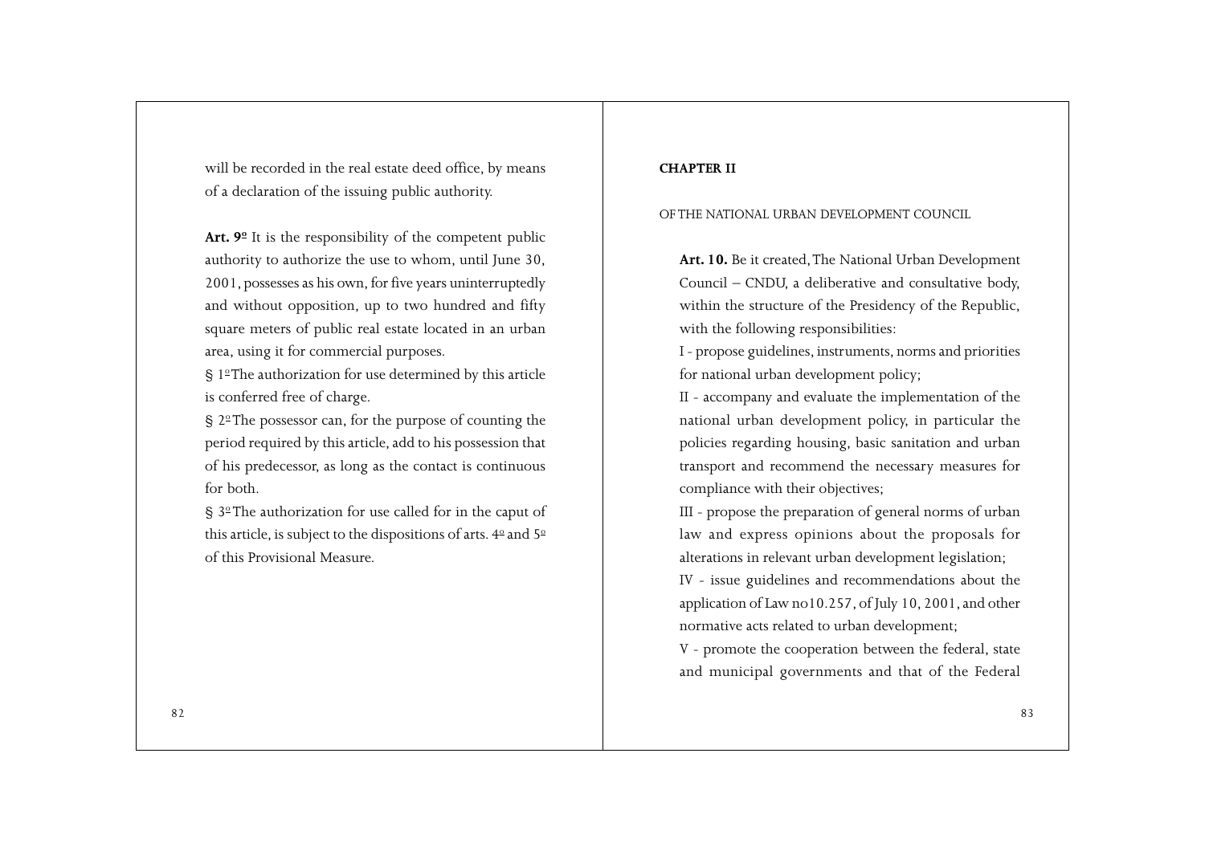will be recorded in the real estate deed office, by means of a declaration of the issuing public authority.

**Art. 9º** It is the responsibility of the competent public authority to authorize the use to whom, until June 30, 2001, possesses as his own, for five years uninterruptedly and without opposition, up to two hundred and fifty square meters of public real estate located in an urban area, using it for commercial purposes.

§ 1º The authorization for use determined by this article is conferred free of charge.

§ 2º The possessor can, for the purpose of counting the period required by this article, add to his possession that of his predecessor, as long as the contact is continuous for both.

§ 3º The authorization for use called for in the caput of this article, is subject to the dispositions of arts. 4º and 5º of this Provisional Measure.

**CHAPTER II**

OF THE NATIONAL URBAN DEVELOPMENT COUNCIL

**Art. 10.** Be it created, The National Urban Development Council – CNDU, a deliberative and consultative body, within the structure of the Presidency of the Republic, with the following responsibilities:

I - propose guidelines, instruments, norms and priorities for national urban development policy;

II - accompany and evaluate the implementation of the national urban development policy, in particular the policies regarding housing, basic sanitation and urban transport and recommend the necessary measures for compliance with their objectives;

III - propose the preparation of general norms of urban law and express opinions about the proposals for alterations in relevant urban development legislation;

IV - issue guidelines and recommendations about the application of Law no10.257, of July 10, 2001, and other normative acts related to urban development;

V - promote the cooperation between the federal, state and municipal governments and that of the Federal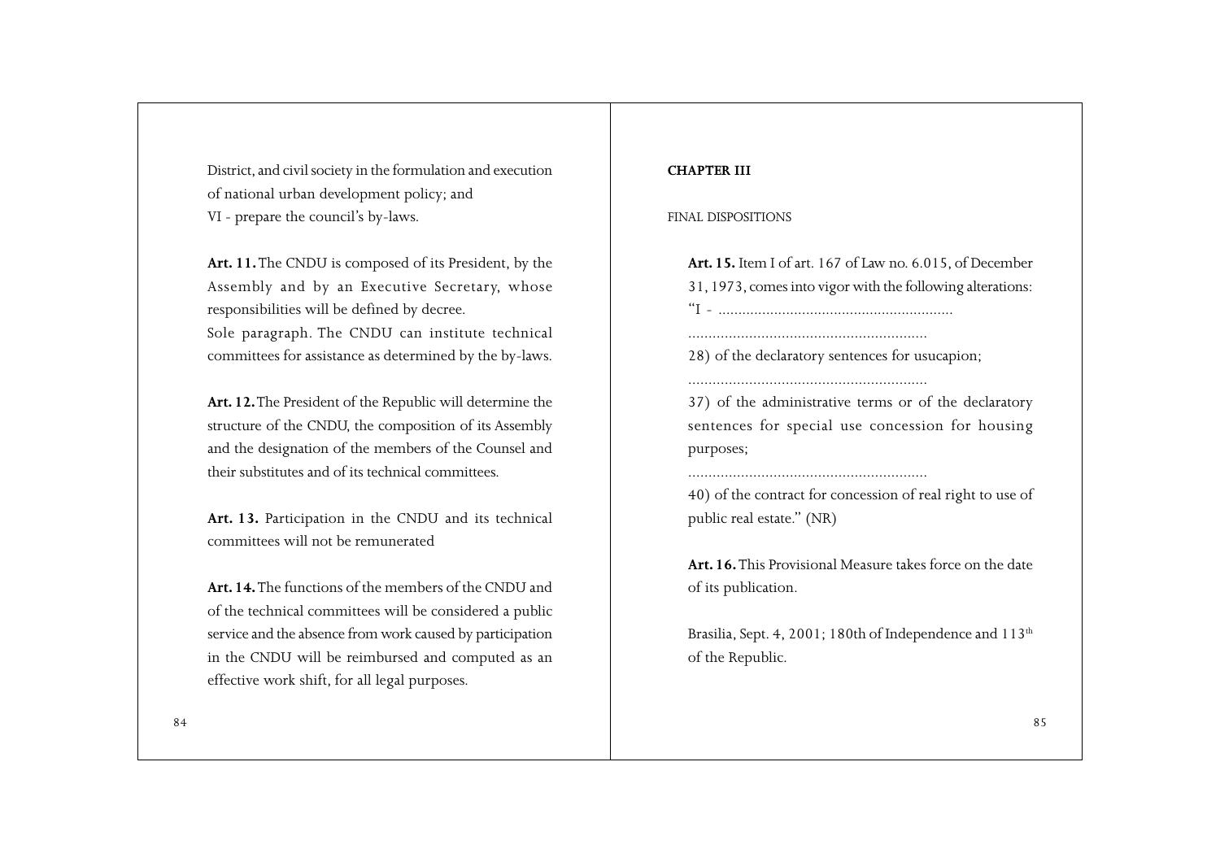District, and civil society in the formulation and execution of national urban development policy; and

VI - prepare the council's by-laws.

**Art. 11.** The CNDU is composed of its President, by the Assembly and by an Executive Secretary, whose responsibilities will be defined by decree.

Sole paragraph. The CNDU can institute technical committees for assistance as determined by the by-laws.

**Art. 12.** The President of the Republic will determine the structure of the CNDU, the composition of its Assembly and the designation of the members of the Counsel and their substitutes and of its technical committees.

**Art. 13.** Participation in the CNDU and its technical committees will not be remunerated

**Art. 14.** The functions of the members of the CNDU and of the technical committees will be considered a public service and the absence from work caused by participation in the CNDU will be reimbursed and computed as an effective work shift, for all legal purposes.

**CHAPTER III**

FINAL DISPOSITIONS

**Art. 15.** Item I of art. 167 of Law no. 6.015, of December 31, 1973, comes into vigor with the following alterations:

"I - ..........................................................

..........................................................

28) of the declaratory sentences for usucapion;

..........................................................

37) of the administrative terms or of the declaratory sentences for special use concession for housing purposes;

..........................................................

40) of the contract for concession of real right to use of public real estate." (NR)

**Art. 16.** This Provisional Measure takes force on the date of its publication.

Brasilia, Sept. 4, 2001; 180th of Independence and 113th of the Republic.